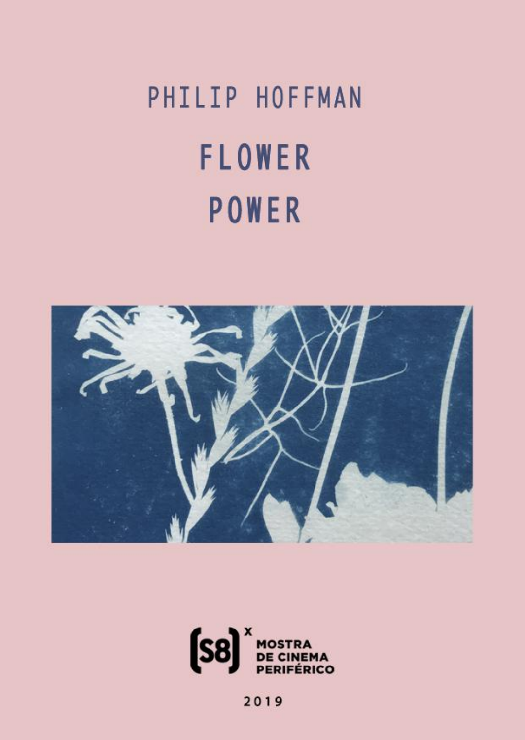PHILIP HOFFMAN

# FLOWER POWER

[S8] X MOSTRA DE CINEMA PERIFÉRICO

2019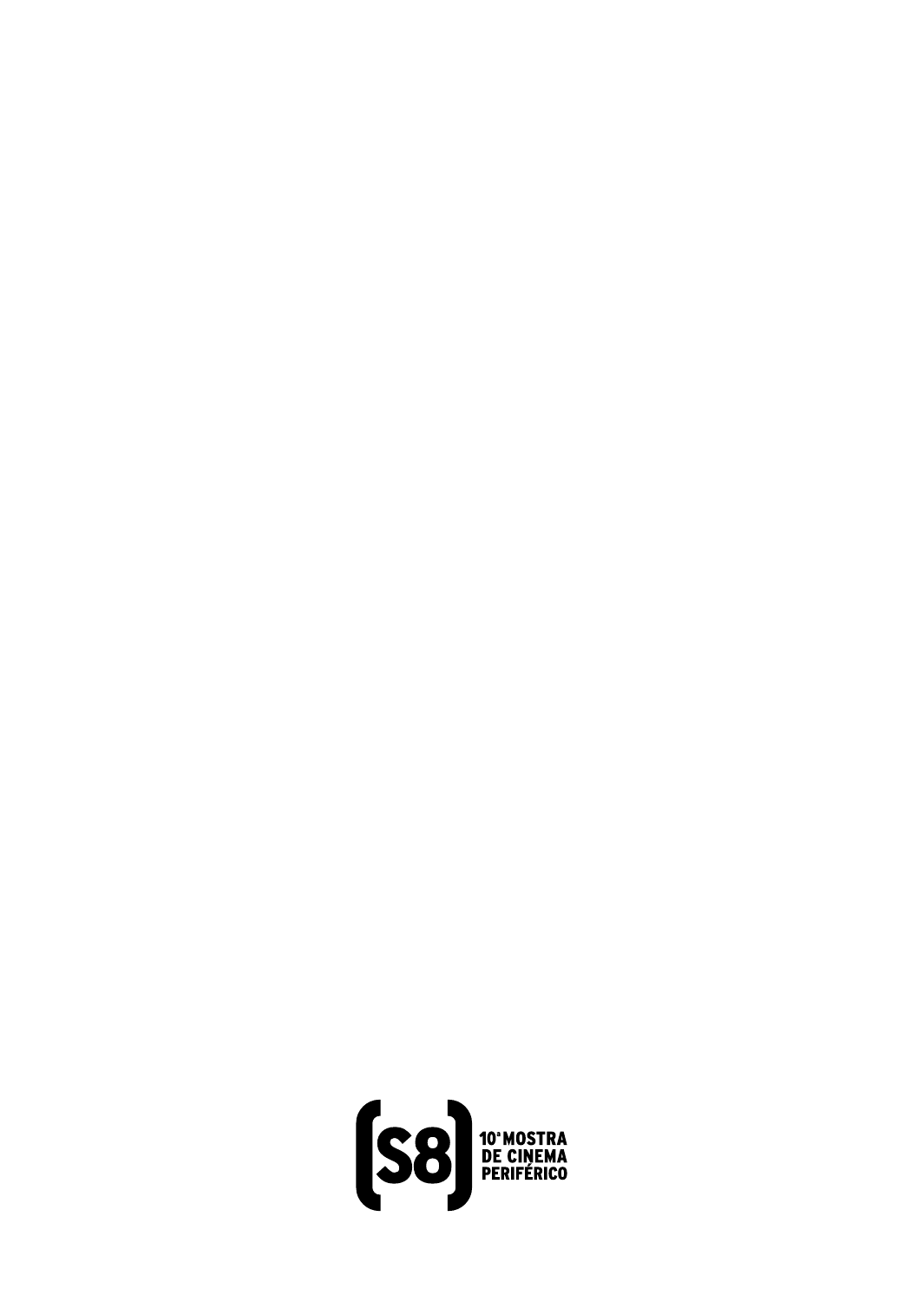(S8) 10º MOSTRA DE CINEMA PERIFÉRICO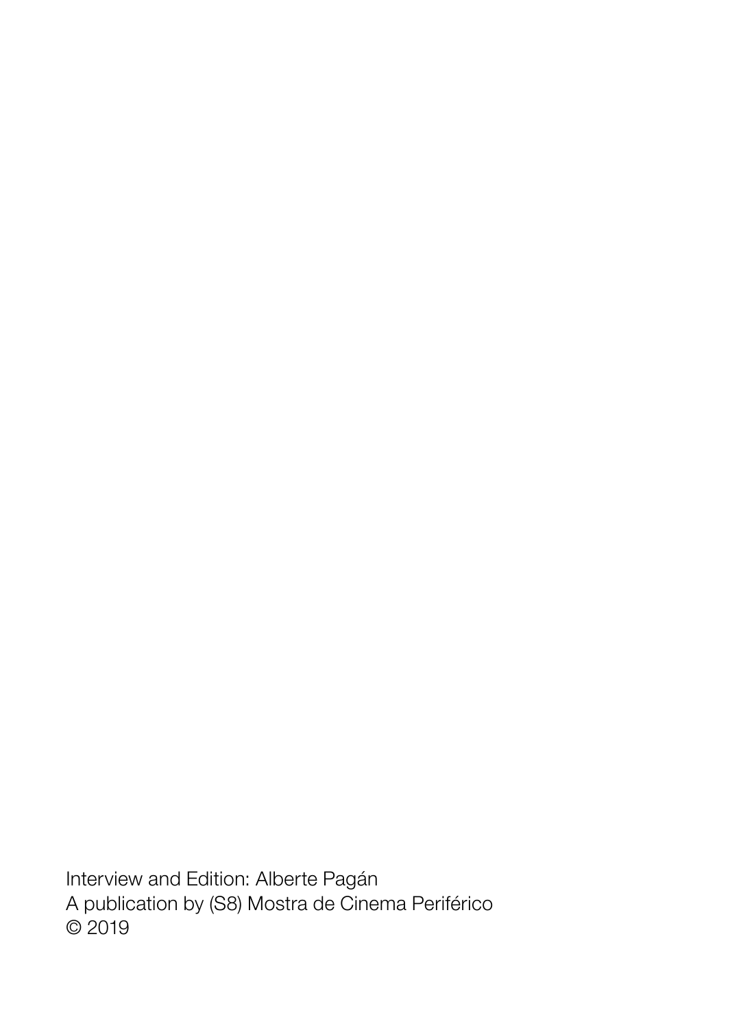Interview and Edition: Alberte Pagán
A publication by (S8) Mostra de Cinema Periférico
© 2019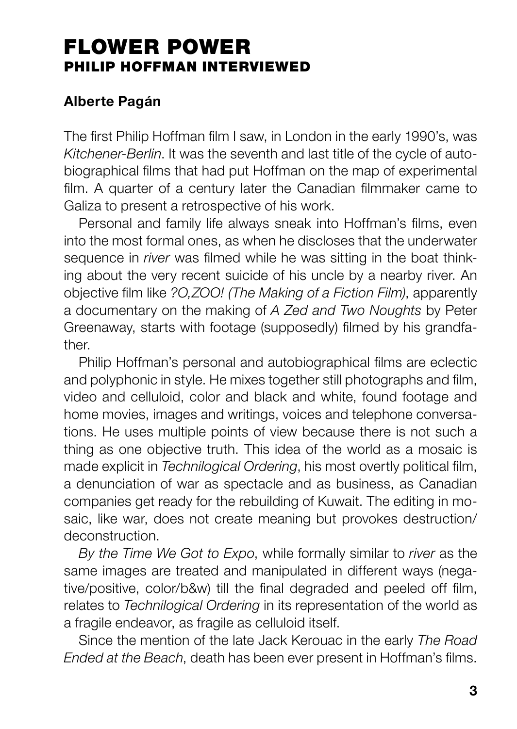# FLOWER POWER
## PHILIP HOFFMAN INTERVIEWED

### Alberte Pagán

The first Philip Hoffman film I saw, in London in the early 1990's, was *Kitchener-Berlin*. It was the seventh and last title of the cycle of autobiographical films that had put Hoffman on the map of experimental film. A quarter of a century later the Canadian filmmaker came to Galiza to present a retrospective of his work.

Personal and family life always sneak into Hoffman's films, even into the most formal ones, as when he discloses that the underwater sequence in *river* was filmed while he was sitting in the boat thinking about the very recent suicide of his uncle by a nearby river. An objective film like *?O,ZOO! (The Making of a Fiction Film)*, apparently a documentary on the making of *A Zed and Two Noughts* by Peter Greenaway, starts with footage (supposedly) filmed by his grandfather.

Philip Hoffman's personal and autobiographical films are eclectic and polyphonic in style. He mixes together still photographs and film, video and celluloid, color and black and white, found footage and home movies, images and writings, voices and telephone conversations. He uses multiple points of view because there is not such a thing as one objective truth. This idea of the world as a mosaic is made explicit in *Technilogical Ordering*, his most overtly political film, a denunciation of war as spectacle and as business, as Canadian companies get ready for the rebuilding of Kuwait. The editing in mosaic, like war, does not create meaning but provokes destruction/deconstruction.

*By the Time We Got to Expo*, while formally similar to *river* as the same images are treated and manipulated in different ways (negative/positive, color/b&w) till the final degraded and peeled off film, relates to *Technilogical Ordering* in its representation of the world as a fragile endeavor, as fragile as celluloid itself.

Since the mention of the late Jack Kerouac in the early *The Road Ended at the Beach*, death has been ever present in Hoffman's films.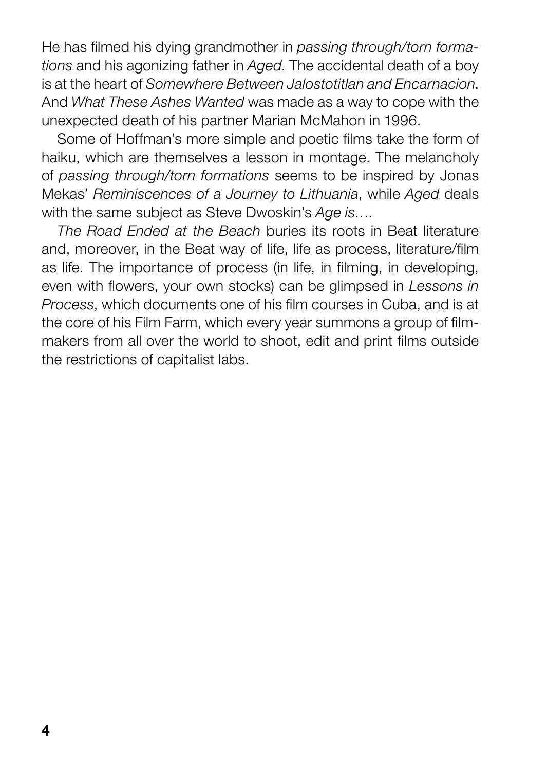He has filmed his dying grandmother in *passing through/torn formations* and his agonizing father in *Aged*. The accidental death of a boy is at the heart of *Somewhere Between Jalostotitlan and Encarnacion*. And *What These Ashes Wanted* was made as a way to cope with the unexpected death of his partner Marian McMahon in 1996.

Some of Hoffman's more simple and poetic films take the form of haiku, which are themselves a lesson in montage. The melancholy of *passing through/torn formations* seems to be inspired by Jonas Mekas' *Reminiscences of a Journey to Lithuania*, while *Aged* deals with the same subject as Steve Dwoskin's *Age is…*.

*The Road Ended at the Beach* buries its roots in Beat literature and, moreover, in the Beat way of life, life as process, literature/film as life. The importance of process (in life, in filming, in developing, even with flowers, your own stocks) can be glimpsed in *Lessons in Process*, which documents one of his film courses in Cuba, and is at the core of his Film Farm, which every year summons a group of filmmakers from all over the world to shoot, edit and print films outside the restrictions of capitalist labs.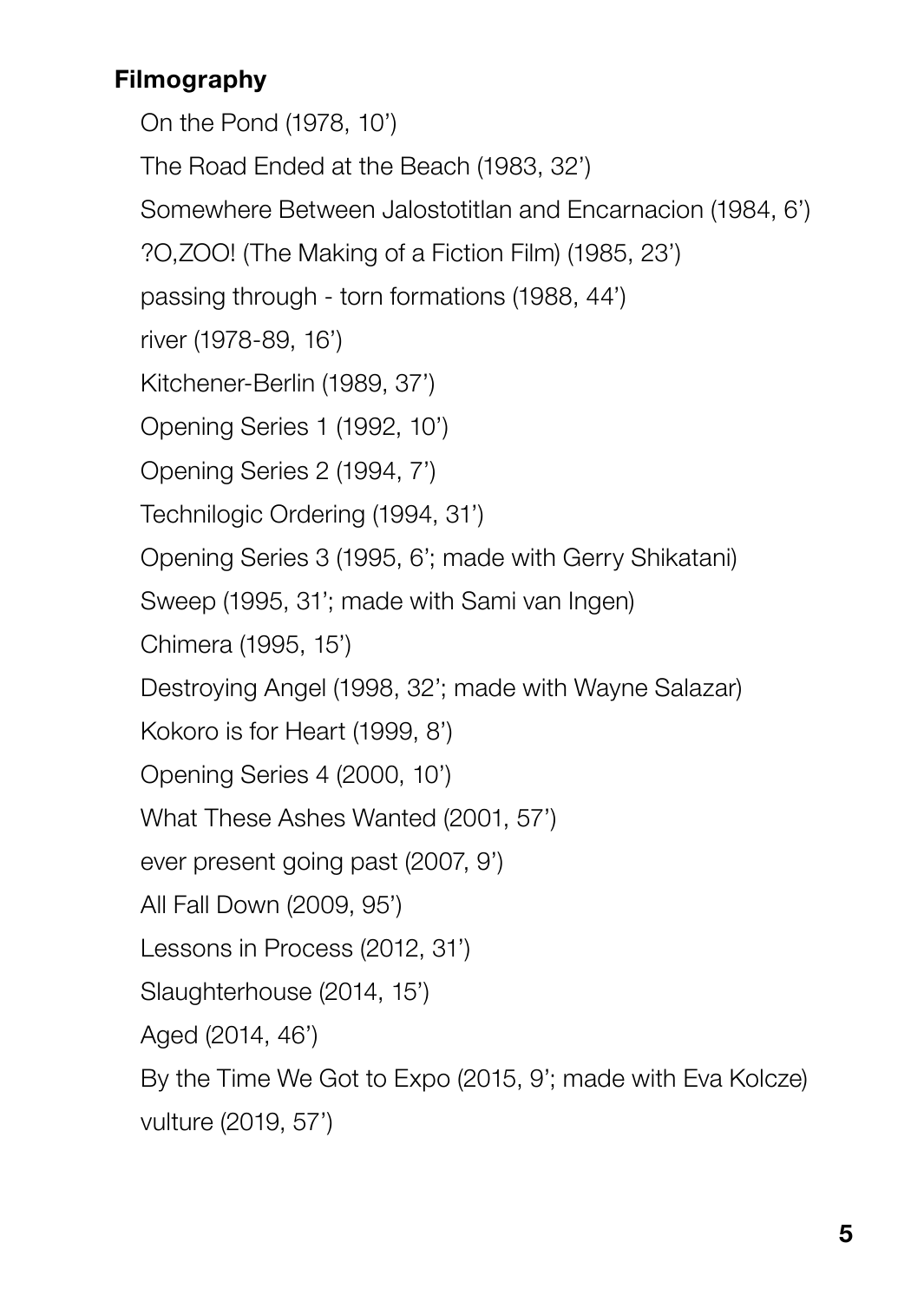## Filmography

On the Pond (1978, 10')

The Road Ended at the Beach (1983, 32')

Somewhere Between Jalostotitlan and Encarnacion (1984, 6')

?O,ZOO! (The Making of a Fiction Film) (1985, 23')

passing through - torn formations (1988, 44')

river (1978-89, 16')

Kitchener-Berlin (1989, 37')

Opening Series 1 (1992, 10')

Opening Series 2 (1994, 7')

Technilogic Ordering (1994, 31')

Opening Series 3 (1995, 6'; made with Gerry Shikatani)

Sweep (1995, 31'; made with Sami van Ingen)

Chimera (1995, 15')

Destroying Angel (1998, 32'; made with Wayne Salazar)

Kokoro is for Heart (1999, 8')

Opening Series 4 (2000, 10')

What These Ashes Wanted (2001, 57')

ever present going past (2007, 9')

All Fall Down (2009, 95')

Lessons in Process (2012, 31')

Slaughterhouse (2014, 15')

Aged (2014, 46')

By the Time We Got to Expo (2015, 9'; made with Eva Kolcze)

vulture (2019, 57')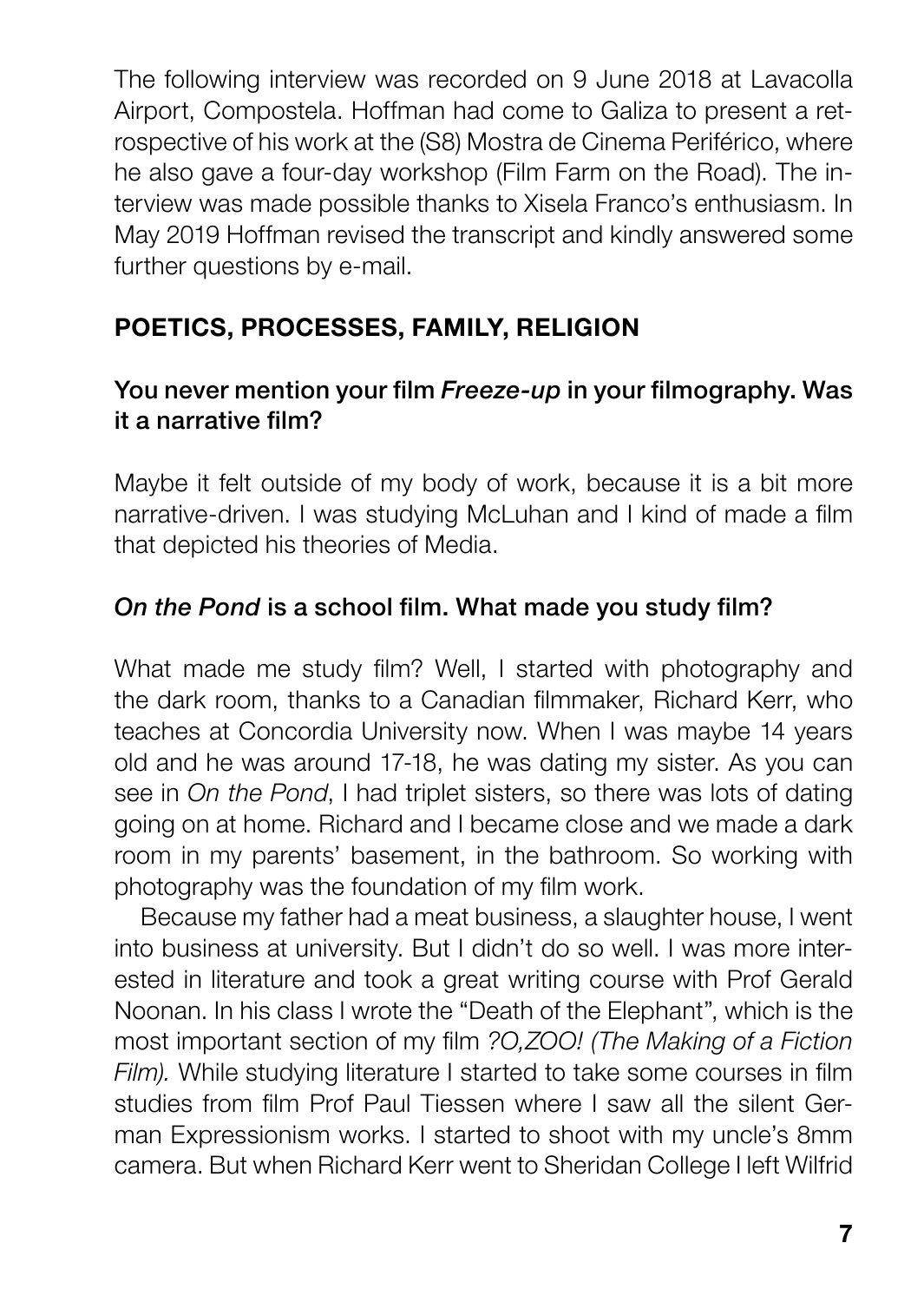The following interview was recorded on 9 June 2018 at Lavacolla Airport, Compostela. Hoffman had come to Galiza to present a retrospective of his work at the (S8) Mostra de Cinema Periférico, where he also gave a four-day workshop (Film Farm on the Road). The interview was made possible thanks to Xisela Franco's enthusiasm. In May 2019 Hoffman revised the transcript and kindly answered some further questions by e-mail.

## POETICS, PROCESSES, FAMILY, RELIGION

### You never mention your film *Freeze-up* in your filmography. Was it a narrative film?

Maybe it felt outside of my body of work, because it is a bit more narrative-driven. I was studying McLuhan and I kind of made a film that depicted his theories of Media.

### *On the Pond* is a school film. What made you study film?

What made me study film? Well, I started with photography and the dark room, thanks to a Canadian filmmaker, Richard Kerr, who teaches at Concordia University now. When I was maybe 14 years old and he was around 17-18, he was dating my sister. As you can see in *On the Pond*, I had triplet sisters, so there was lots of dating going on at home. Richard and I became close and we made a dark room in my parents' basement, in the bathroom. So working with photography was the foundation of my film work.

Because my father had a meat business, a slaughter house, I went into business at university. But I didn't do so well. I was more interested in literature and took a great writing course with Prof Gerald Noonan. In his class I wrote the "Death of the Elephant", which is the most important section of my film *?O,ZOO! (The Making of a Fiction Film).* While studying literature I started to take some courses in film studies from film Prof Paul Tiessen where I saw all the silent German Expressionism works. I started to shoot with my uncle's 8mm camera. But when Richard Kerr went to Sheridan College I left Wilfrid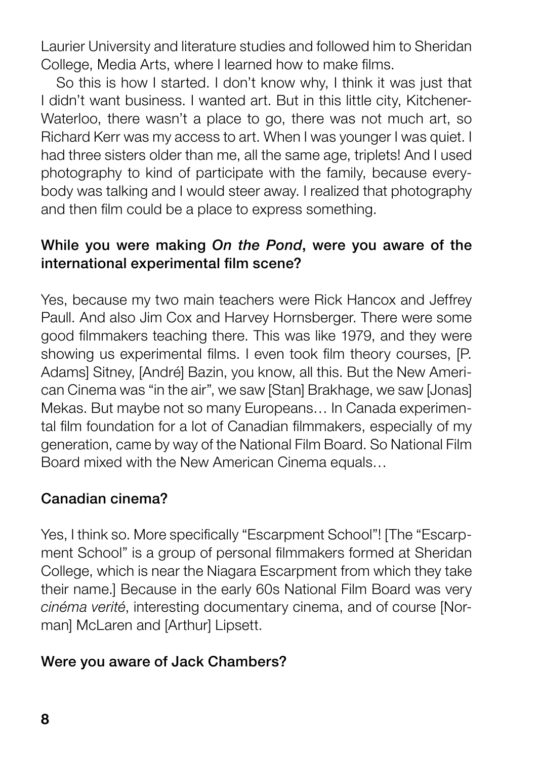Laurier University and literature studies and followed him to Sheridan College, Media Arts, where I learned how to make films.

So this is how I started. I don't know why, I think it was just that I didn't want business. I wanted art. But in this little city, Kitchener-Waterloo, there wasn't a place to go, there was not much art, so Richard Kerr was my access to art. When I was younger I was quiet. I had three sisters older than me, all the same age, triplets! And I used photography to kind of participate with the family, because everybody was talking and I would steer away. I realized that photography and then film could be a place to express something.

**While you were making *On the Pond*, were you aware of the international experimental film scene?**

Yes, because my two main teachers were Rick Hancox and Jeffrey Paull. And also Jim Cox and Harvey Hornsberger. There were some good filmmakers teaching there. This was like 1979, and they were showing us experimental films. I even took film theory courses, [P. Adams] Sitney, [André] Bazin, you know, all this. But the New American Cinema was "in the air", we saw [Stan] Brakhage, we saw [Jonas] Mekas. But maybe not so many Europeans… In Canada experimental film foundation for a lot of Canadian filmmakers, especially of my generation, came by way of the National Film Board. So National Film Board mixed with the New American Cinema equals…

**Canadian cinema?**

Yes, I think so. More specifically "Escarpment School"! [The "Escarpment School" is a group of personal filmmakers formed at Sheridan College, which is near the Niagara Escarpment from which they take their name.] Because in the early 60s National Film Board was very *cinéma verité*, interesting documentary cinema, and of course [Norman] McLaren and [Arthur] Lipsett.

**Were you aware of Jack Chambers?**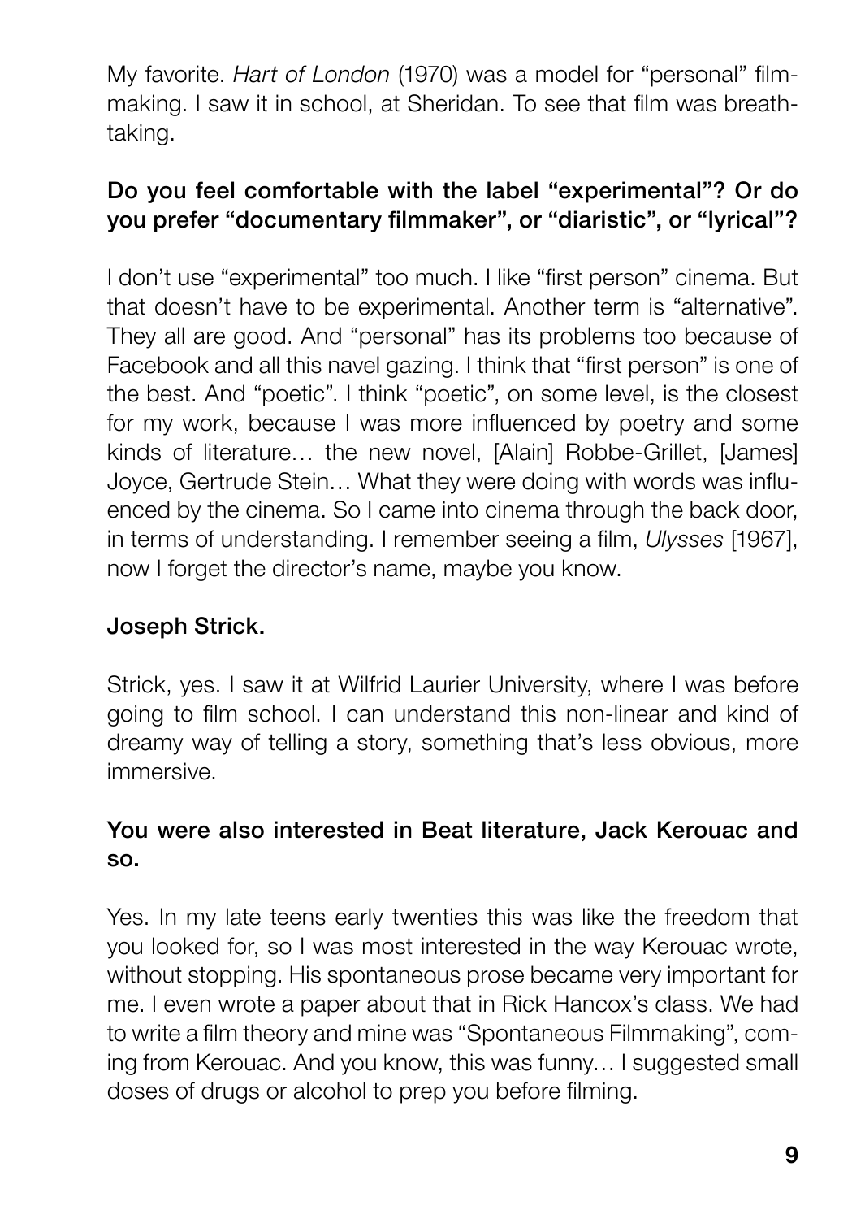My favorite. *Hart of London* (1970) was a model for "personal" filmmaking. I saw it in school, at Sheridan. To see that film was breathtaking.

**Do you feel comfortable with the label "experimental"? Or do you prefer "documentary filmmaker", or "diaristic", or "lyrical"?**

I don't use "experimental" too much. I like "first person" cinema. But that doesn't have to be experimental. Another term is "alternative". They all are good. And "personal" has its problems too because of Facebook and all this navel gazing. I think that "first person" is one of the best. And "poetic". I think "poetic", on some level, is the closest for my work, because I was more influenced by poetry and some kinds of literature… the new novel, [Alain] Robbe-Grillet, [James] Joyce, Gertrude Stein… What they were doing with words was influenced by the cinema. So I came into cinema through the back door, in terms of understanding. I remember seeing a film, *Ulysses* [1967], now I forget the director's name, maybe you know.

**Joseph Strick.**

Strick, yes. I saw it at Wilfrid Laurier University, where I was before going to film school. I can understand this non-linear and kind of dreamy way of telling a story, something that's less obvious, more immersive.

**You were also interested in Beat literature, Jack Kerouac and so.**

Yes. In my late teens early twenties this was like the freedom that you looked for, so I was most interested in the way Kerouac wrote, without stopping. His spontaneous prose became very important for me. I even wrote a paper about that in Rick Hancox's class. We had to write a film theory and mine was "Spontaneous Filmmaking", coming from Kerouac. And you know, this was funny… I suggested small doses of drugs or alcohol to prep you before filming.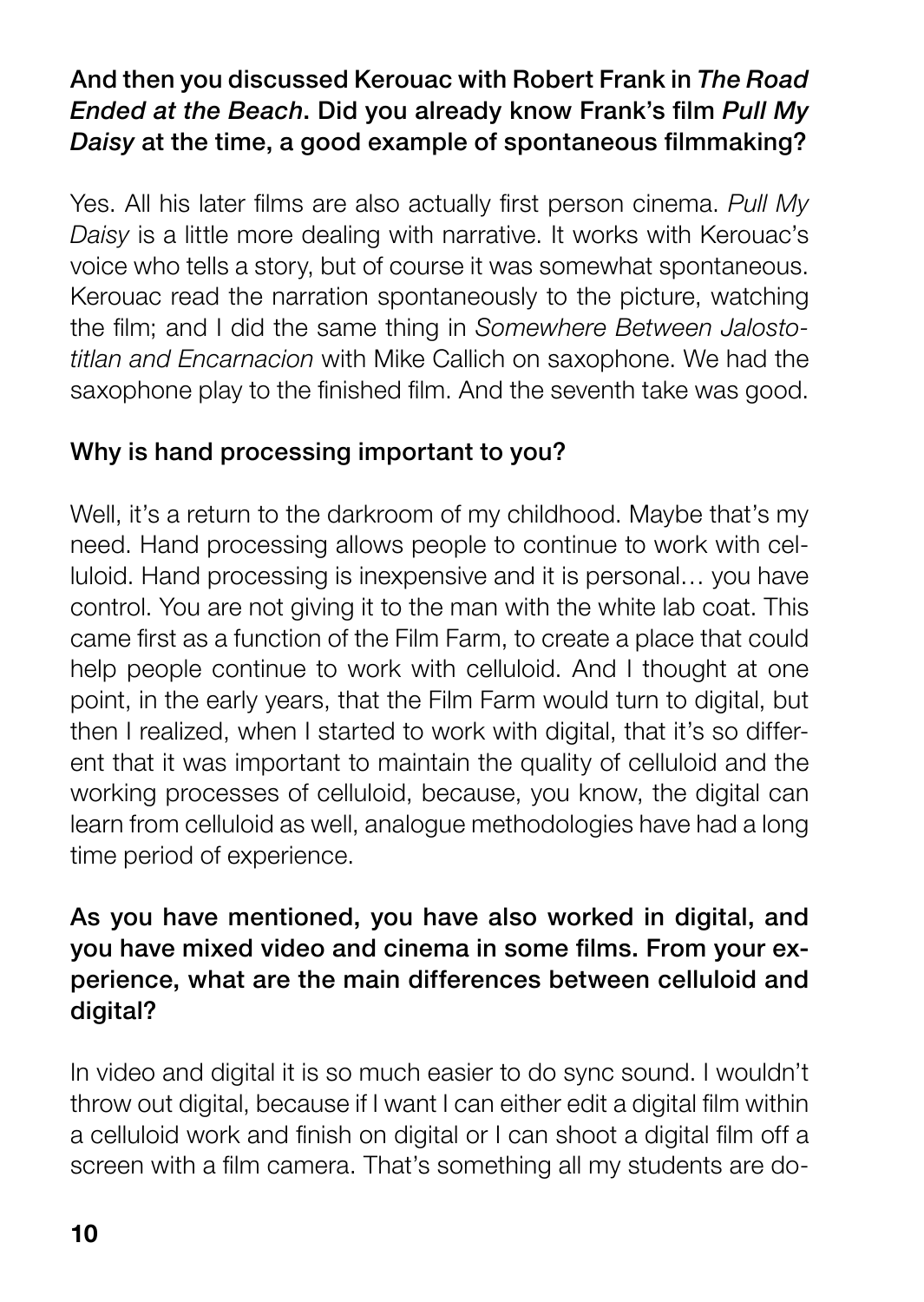**And then you discussed Kerouac with Robert Frank in *The Road Ended at the Beach*. Did you already know Frank's film *Pull My Daisy* at the time, a good example of spontaneous filmmaking?**

Yes. All his later films are also actually first person cinema. *Pull My Daisy* is a little more dealing with narrative. It works with Kerouac's voice who tells a story, but of course it was somewhat spontaneous. Kerouac read the narration spontaneously to the picture, watching the film; and I did the same thing in *Somewhere Between Jalostotitlan and Encarnacion* with Mike Callich on saxophone. We had the saxophone play to the finished film. And the seventh take was good.

**Why is hand processing important to you?**

Well, it's a return to the darkroom of my childhood. Maybe that's my need. Hand processing allows people to continue to work with celluloid. Hand processing is inexpensive and it is personal… you have control. You are not giving it to the man with the white lab coat. This came first as a function of the Film Farm, to create a place that could help people continue to work with celluloid. And I thought at one point, in the early years, that the Film Farm would turn to digital, but then I realized, when I started to work with digital, that it's so different that it was important to maintain the quality of celluloid and the working processes of celluloid, because, you know, the digital can learn from celluloid as well, analogue methodologies have had a long time period of experience.

**As you have mentioned, you have also worked in digital, and you have mixed video and cinema in some films. From your experience, what are the main differences between celluloid and digital?**

In video and digital it is so much easier to do sync sound. I wouldn't throw out digital, because if I want I can either edit a digital film within a celluloid work and finish on digital or I can shoot a digital film off a screen with a film camera. That's something all my students are do-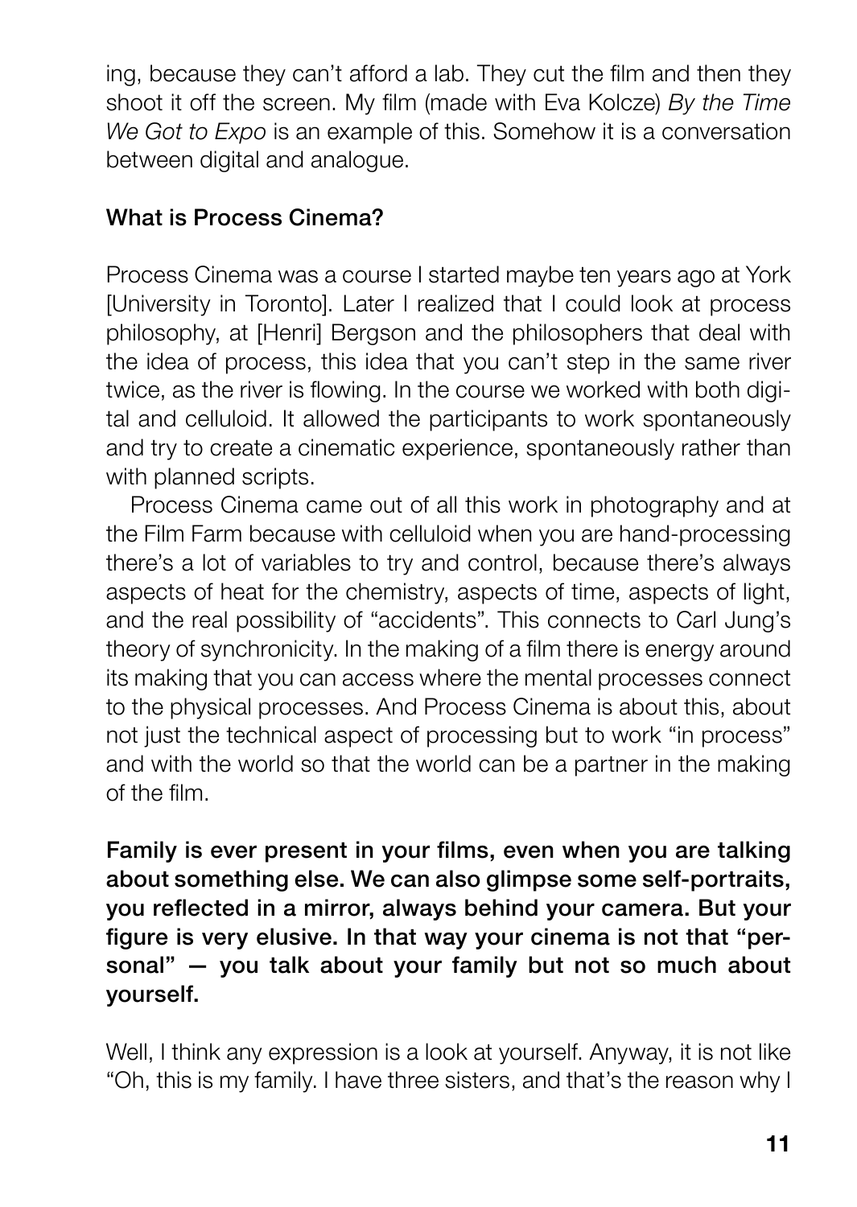ing, because they can't afford a lab. They cut the film and then they shoot it off the screen. My film (made with Eva Kolcze) *By the Time We Got to Expo* is an example of this. Somehow it is a conversation between digital and analogue.

**What is Process Cinema?**

Process Cinema was a course I started maybe ten years ago at York [University in Toronto]. Later I realized that I could look at process philosophy, at [Henri] Bergson and the philosophers that deal with the idea of process, this idea that you can't step in the same river twice, as the river is flowing. In the course we worked with both digital and celluloid. It allowed the participants to work spontaneously and try to create a cinematic experience, spontaneously rather than with planned scripts.

Process Cinema came out of all this work in photography and at the Film Farm because with celluloid when you are hand-processing there's a lot of variables to try and control, because there's always aspects of heat for the chemistry, aspects of time, aspects of light, and the real possibility of "accidents". This connects to Carl Jung's theory of synchronicity. In the making of a film there is energy around its making that you can access where the mental processes connect to the physical processes. And Process Cinema is about this, about not just the technical aspect of processing but to work "in process" and with the world so that the world can be a partner in the making of the film.

**Family is ever present in your films, even when you are talking about something else. We can also glimpse some self-portraits, you reflected in a mirror, always behind your camera. But your figure is very elusive. In that way your cinema is not that "personal" — you talk about your family but not so much about yourself.**

Well, I think any expression is a look at yourself. Anyway, it is not like "Oh, this is my family. I have three sisters, and that's the reason why I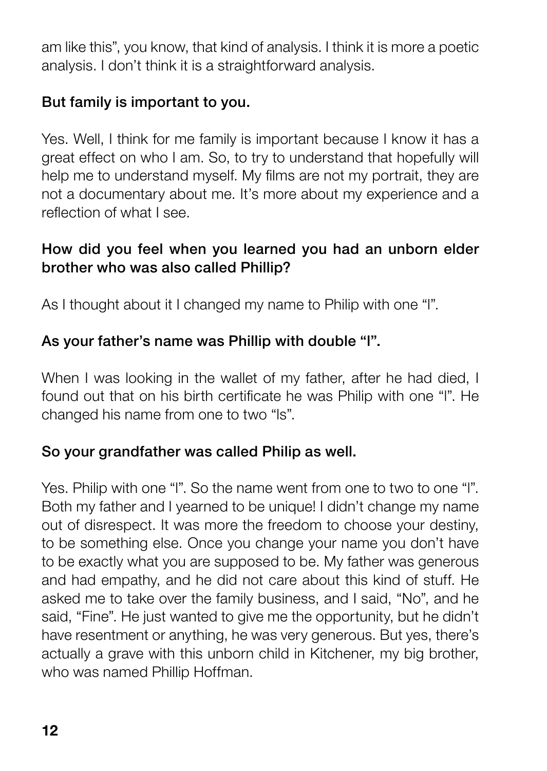am like this", you know, that kind of analysis. I think it is more a poetic analysis. I don't think it is a straightforward analysis.

**But family is important to you.**

Yes. Well, I think for me family is important because I know it has a great effect on who I am. So, to try to understand that hopefully will help me to understand myself. My films are not my portrait, they are not a documentary about me. It's more about my experience and a reflection of what I see.

**How did you feel when you learned you had an unborn elder brother who was also called Phillip?**

As I thought about it I changed my name to Philip with one "l".

**As your father's name was Phillip with double "l".**

When I was looking in the wallet of my father, after he had died, I found out that on his birth certificate he was Philip with one "l". He changed his name from one to two "ls".

**So your grandfather was called Philip as well.**

Yes. Philip with one "l". So the name went from one to two to one "l". Both my father and I yearned to be unique! I didn't change my name out of disrespect. It was more the freedom to choose your destiny, to be something else. Once you change your name you don't have to be exactly what you are supposed to be. My father was generous and had empathy, and he did not care about this kind of stuff. He asked me to take over the family business, and I said, "No", and he said, "Fine". He just wanted to give me the opportunity, but he didn't have resentment or anything, he was very generous. But yes, there's actually a grave with this unborn child in Kitchener, my big brother, who was named Phillip Hoffman.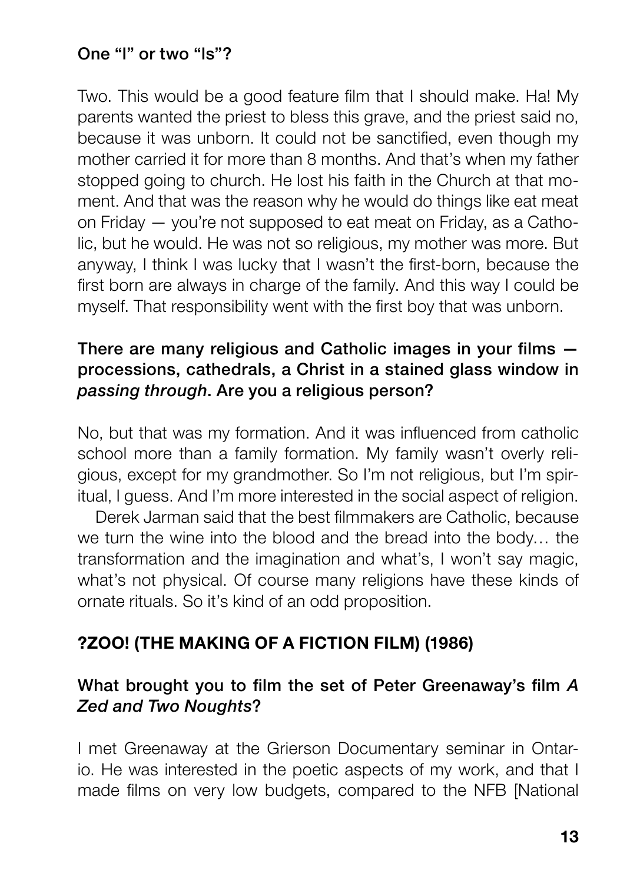**One "l" or two "ls"?**

Two. This would be a good feature film that I should make. Ha! My parents wanted the priest to bless this grave, and the priest said no, because it was unborn. It could not be sanctified, even though my mother carried it for more than 8 months. And that's when my father stopped going to church. He lost his faith in the Church at that moment. And that was the reason why he would do things like eat meat on Friday — you're not supposed to eat meat on Friday, as a Catholic, but he would. He was not so religious, my mother was more. But anyway, I think I was lucky that I wasn't the first-born, because the first born are always in charge of the family. And this way I could be myself. That responsibility went with the first boy that was unborn.

**There are many religious and Catholic images in your films — processions, cathedrals, a Christ in a stained glass window in *passing through*. Are you a religious person?**

No, but that was my formation. And it was influenced from catholic school more than a family formation. My family wasn't overly religious, except for my grandmother. So I'm not religious, but I'm spiritual, I guess. And I'm more interested in the social aspect of religion.

Derek Jarman said that the best filmmakers are Catholic, because we turn the wine into the blood and the bread into the body… the transformation and the imagination and what's, I won't say magic, what's not physical. Of course many religions have these kinds of ornate rituals. So it's kind of an odd proposition.

## ?ZOO! (THE MAKING OF A FICTION FILM) (1986)

**What brought you to film the set of Peter Greenaway's film *A Zed and Two Noughts*?**

I met Greenaway at the Grierson Documentary seminar in Ontario. He was interested in the poetic aspects of my work, and that I made films on very low budgets, compared to the NFB [National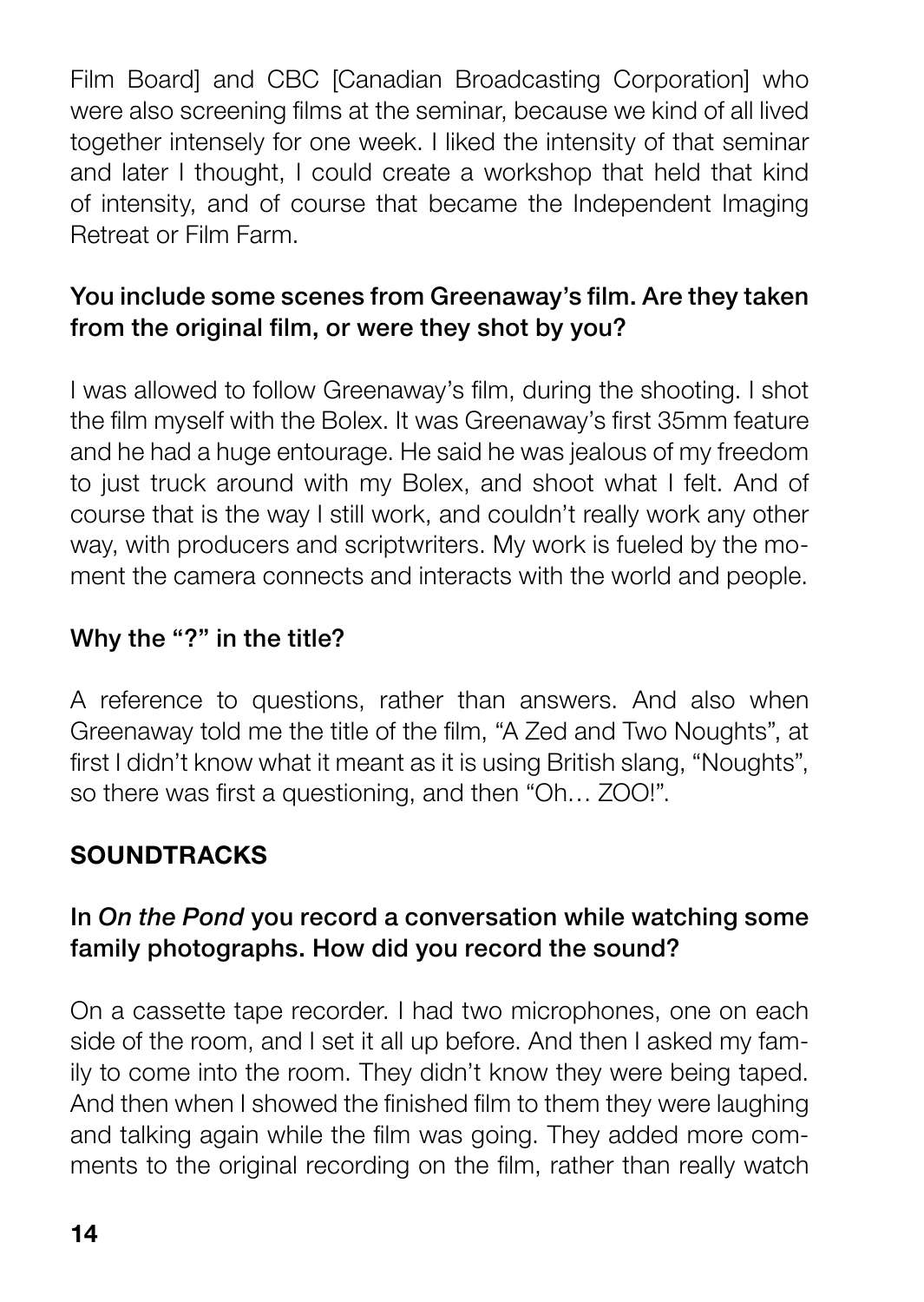Film Board] and CBC [Canadian Broadcasting Corporation] who were also screening films at the seminar, because we kind of all lived together intensely for one week. I liked the intensity of that seminar and later I thought, I could create a workshop that held that kind of intensity, and of course that became the Independent Imaging Retreat or Film Farm.

**You include some scenes from Greenaway's film. Are they taken from the original film, or were they shot by you?**

I was allowed to follow Greenaway's film, during the shooting. I shot the film myself with the Bolex. It was Greenaway's first 35mm feature and he had a huge entourage. He said he was jealous of my freedom to just truck around with my Bolex, and shoot what I felt. And of course that is the way I still work, and couldn't really work any other way, with producers and scriptwriters. My work is fueled by the moment the camera connects and interacts with the world and people.

**Why the "?" in the title?**

A reference to questions, rather than answers. And also when Greenaway told me the title of the film, "A Zed and Two Noughts", at first I didn't know what it meant as it is using British slang, "Noughts", so there was first a questioning, and then "Oh… ZOO!".

## SOUNDTRACKS

**In *On the Pond* you record a conversation while watching some family photographs. How did you record the sound?**

On a cassette tape recorder. I had two microphones, one on each side of the room, and I set it all up before. And then I asked my family to come into the room. They didn't know they were being taped. And then when I showed the finished film to them they were laughing and talking again while the film was going. They added more comments to the original recording on the film, rather than really watch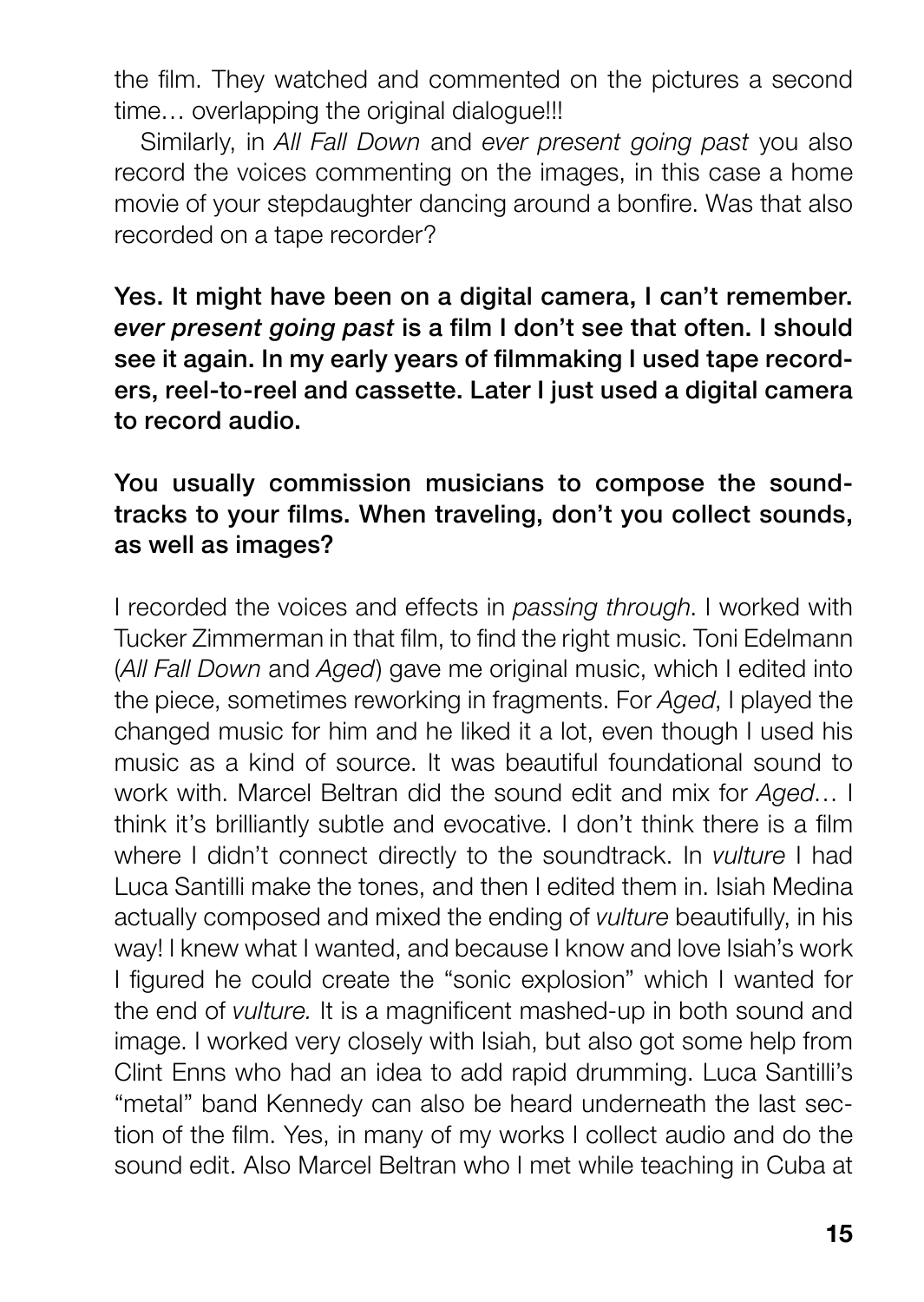the film. They watched and commented on the pictures a second time… overlapping the original dialogue!!!

Similarly, in *All Fall Down* and *ever present going past* you also record the voices commenting on the images, in this case a home movie of your stepdaughter dancing around a bonfire. Was that also recorded on a tape recorder?

**Yes. It might have been on a digital camera, I can't remember. *ever present going past* is a film I don't see that often. I should see it again. In my early years of filmmaking I used tape recorders, reel-to-reel and cassette. Later I just used a digital camera to record audio.**

**You usually commission musicians to compose the soundtracks to your films. When traveling, don't you collect sounds, as well as images?**

I recorded the voices and effects in *passing through*. I worked with Tucker Zimmerman in that film, to find the right music. Toni Edelmann (*All Fall Down* and *Aged*) gave me original music, which I edited into the piece, sometimes reworking in fragments. For *Aged*, I played the changed music for him and he liked it a lot, even though I used his music as a kind of source. It was beautiful foundational sound to work with. Marcel Beltran did the sound edit and mix for *Aged*… I think it's brilliantly subtle and evocative. I don't think there is a film where I didn't connect directly to the soundtrack. In *vulture* I had Luca Santilli make the tones, and then I edited them in. Isiah Medina actually composed and mixed the ending of *vulture* beautifully, in his way! I knew what I wanted, and because I know and love Isiah's work I figured he could create the "sonic explosion" which I wanted for the end of *vulture.* It is a magnificent mashed-up in both sound and image. I worked very closely with Isiah, but also got some help from Clint Enns who had an idea to add rapid drumming. Luca Santilli's "metal" band Kennedy can also be heard underneath the last section of the film. Yes, in many of my works I collect audio and do the sound edit. Also Marcel Beltran who I met while teaching in Cuba at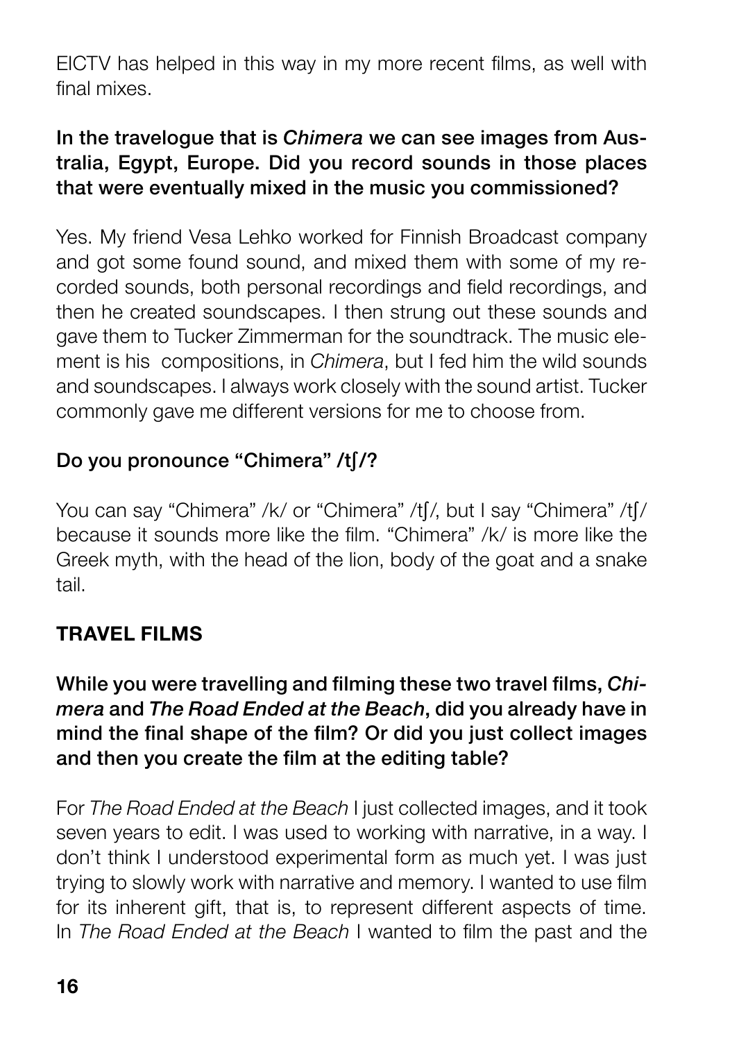EICTV has helped in this way in my more recent films, as well with final mixes.

**In the travelogue that is *Chimera* we can see images from Australia, Egypt, Europe. Did you record sounds in those places that were eventually mixed in the music you commissioned?**

Yes. My friend Vesa Lehko worked for Finnish Broadcast company and got some found sound, and mixed them with some of my recorded sounds, both personal recordings and field recordings, and then he created soundscapes. I then strung out these sounds and gave them to Tucker Zimmerman for the soundtrack. The music element is his compositions, in *Chimera*, but I fed him the wild sounds and soundscapes. I always work closely with the sound artist. Tucker commonly gave me different versions for me to choose from.

**Do you pronounce "Chimera" /tʃ/?**

You can say "Chimera" /k/ or "Chimera" /tʃ/, but I say "Chimera" /tʃ/ because it sounds more like the film. "Chimera" /k/ is more like the Greek myth, with the head of the lion, body of the goat and a snake tail.

## TRAVEL FILMS

**While you were travelling and filming these two travel films, *Chimera* and *The Road Ended at the Beach*, did you already have in mind the final shape of the film? Or did you just collect images and then you create the film at the editing table?**

For *The Road Ended at the Beach* I just collected images, and it took seven years to edit. I was used to working with narrative, in a way. I don't think I understood experimental form as much yet. I was just trying to slowly work with narrative and memory. I wanted to use film for its inherent gift, that is, to represent different aspects of time. In *The Road Ended at the Beach* I wanted to film the past and the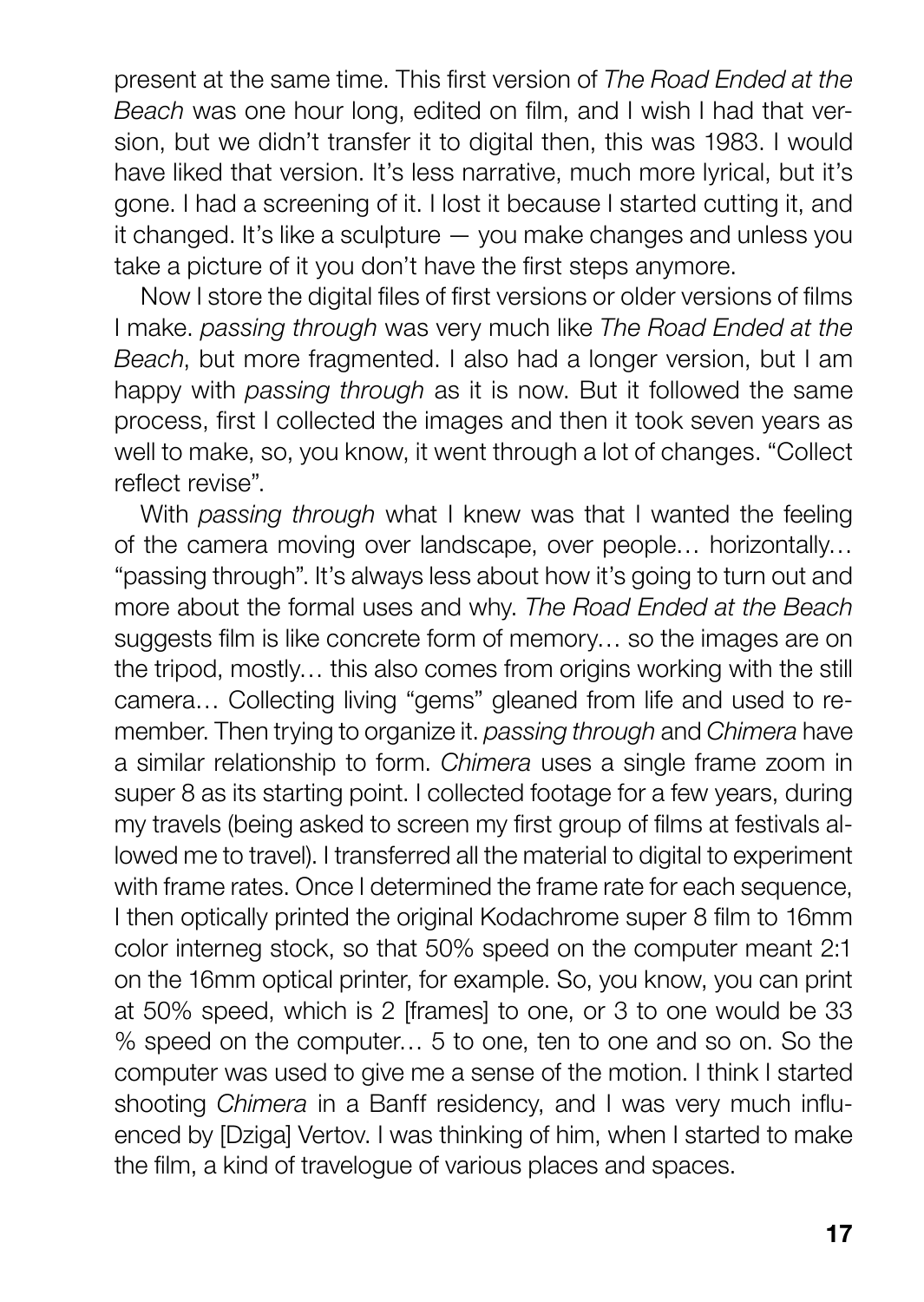present at the same time. This first version of *The Road Ended at the Beach* was one hour long, edited on film, and I wish I had that version, but we didn't transfer it to digital then, this was 1983. I would have liked that version. It's less narrative, much more lyrical, but it's gone. I had a screening of it. I lost it because I started cutting it, and it changed. It's like a sculpture — you make changes and unless you take a picture of it you don't have the first steps anymore.

Now I store the digital files of first versions or older versions of films I make. *passing through* was very much like *The Road Ended at the Beach*, but more fragmented. I also had a longer version, but I am happy with *passing through* as it is now. But it followed the same process, first I collected the images and then it took seven years as well to make, so, you know, it went through a lot of changes. "Collect reflect revise".

With *passing through* what I knew was that I wanted the feeling of the camera moving over landscape, over people… horizontally… "passing through". It's always less about how it's going to turn out and more about the formal uses and why. *The Road Ended at the Beach* suggests film is like concrete form of memory… so the images are on the tripod, mostly… this also comes from origins working with the still camera… Collecting living "gems" gleaned from life and used to remember. Then trying to organize it. *passing through* and *Chimera* have a similar relationship to form. *Chimera* uses a single frame zoom in super 8 as its starting point. I collected footage for a few years, during my travels (being asked to screen my first group of films at festivals allowed me to travel). I transferred all the material to digital to experiment with frame rates. Once I determined the frame rate for each sequence, I then optically printed the original Kodachrome super 8 film to 16mm color interneg stock, so that 50% speed on the computer meant 2:1 on the 16mm optical printer, for example. So, you know, you can print at 50% speed, which is 2 [frames] to one, or 3 to one would be 33 % speed on the computer… 5 to one, ten to one and so on. So the computer was used to give me a sense of the motion. I think I started shooting *Chimera* in a Banff residency, and I was very much influenced by [Dziga] Vertov. I was thinking of him, when I started to make the film, a kind of travelogue of various places and spaces.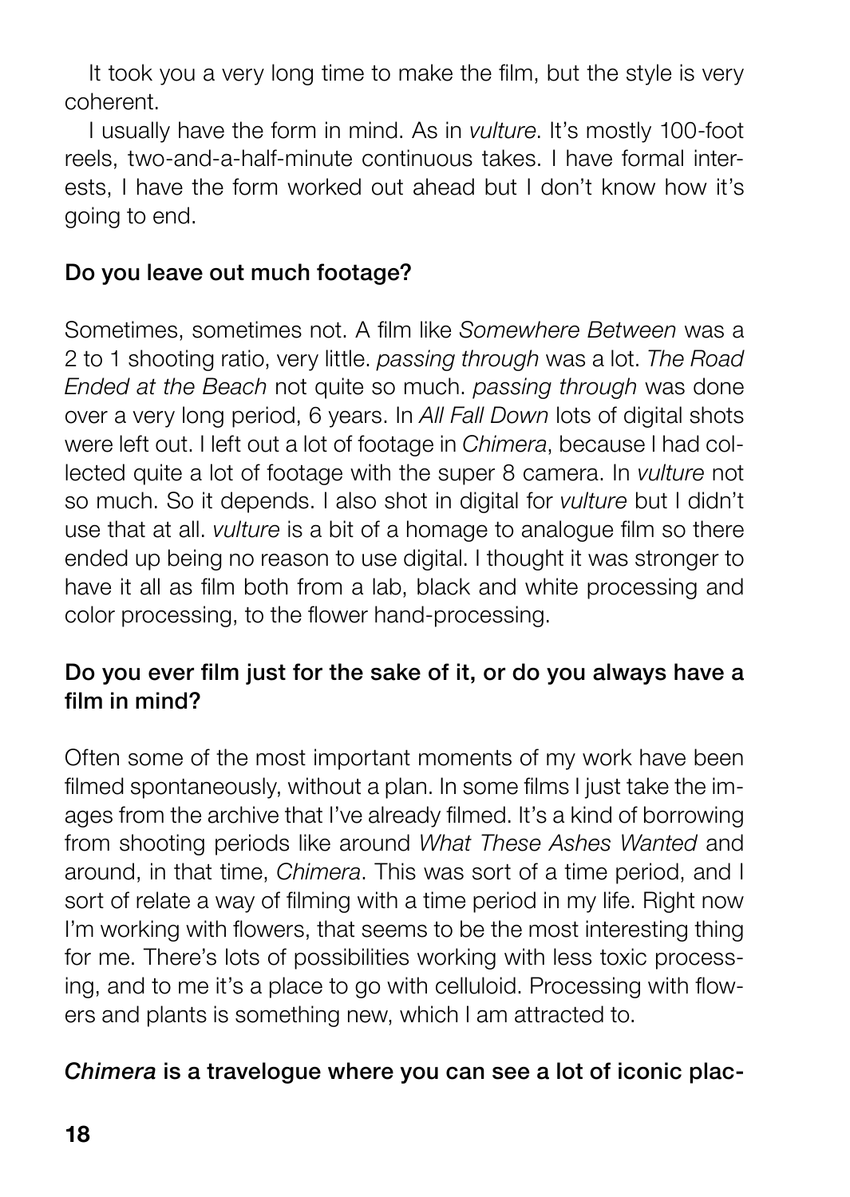It took you a very long time to make the film, but the style is very coherent.

I usually have the form in mind. As in *vulture*. It's mostly 100-foot reels, two-and-a-half-minute continuous takes. I have formal interests, I have the form worked out ahead but I don't know how it's going to end.

**Do you leave out much footage?**

Sometimes, sometimes not. A film like *Somewhere Between* was a 2 to 1 shooting ratio, very little. *passing through* was a lot. *The Road Ended at the Beach* not quite so much. *passing through* was done over a very long period, 6 years. In *All Fall Down* lots of digital shots were left out. I left out a lot of footage in *Chimera*, because I had collected quite a lot of footage with the super 8 camera. In *vulture* not so much. So it depends. I also shot in digital for *vulture* but I didn't use that at all. *vulture* is a bit of a homage to analogue film so there ended up being no reason to use digital. I thought it was stronger to have it all as film both from a lab, black and white processing and color processing, to the flower hand-processing.

**Do you ever film just for the sake of it, or do you always have a film in mind?**

Often some of the most important moments of my work have been filmed spontaneously, without a plan. In some films I just take the images from the archive that I've already filmed. It's a kind of borrowing from shooting periods like around *What These Ashes Wanted* and around, in that time, *Chimera*. This was sort of a time period, and I sort of relate a way of filming with a time period in my life. Right now I'm working with flowers, that seems to be the most interesting thing for me. There's lots of possibilities working with less toxic processing, and to me it's a place to go with celluloid. Processing with flowers and plants is something new, which I am attracted to.

***Chimera* is a travelogue where you can see a lot of iconic plac-**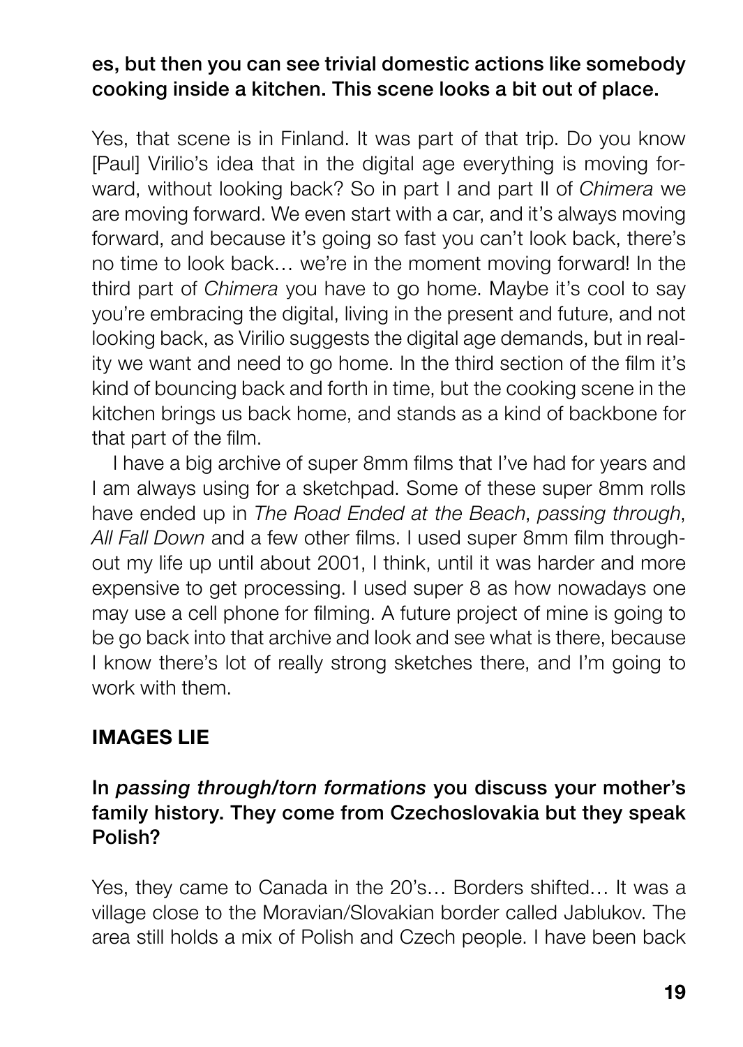**es, but then you can see trivial domestic actions like somebody cooking inside a kitchen. This scene looks a bit out of place.**

Yes, that scene is in Finland. It was part of that trip. Do you know [Paul] Virilio's idea that in the digital age everything is moving forward, without looking back? So in part I and part II of *Chimera* we are moving forward. We even start with a car, and it's always moving forward, and because it's going so fast you can't look back, there's no time to look back… we're in the moment moving forward! In the third part of *Chimera* you have to go home. Maybe it's cool to say you're embracing the digital, living in the present and future, and not looking back, as Virilio suggests the digital age demands, but in reality we want and need to go home. In the third section of the film it's kind of bouncing back and forth in time, but the cooking scene in the kitchen brings us back home, and stands as a kind of backbone for that part of the film.

I have a big archive of super 8mm films that I've had for years and I am always using for a sketchpad. Some of these super 8mm rolls have ended up in *The Road Ended at the Beach*, *passing through*, *All Fall Down* and a few other films. I used super 8mm film throughout my life up until about 2001, I think, until it was harder and more expensive to get processing. I used super 8 as how nowadays one may use a cell phone for filming. A future project of mine is going to be go back into that archive and look and see what is there, because I know there's lot of really strong sketches there, and I'm going to work with them.

## IMAGES LIE

**In *passing through/torn formations* you discuss your mother's family history. They come from Czechoslovakia but they speak Polish?**

Yes, they came to Canada in the 20's… Borders shifted… It was a village close to the Moravian/Slovakian border called Jablukov. The area still holds a mix of Polish and Czech people. I have been back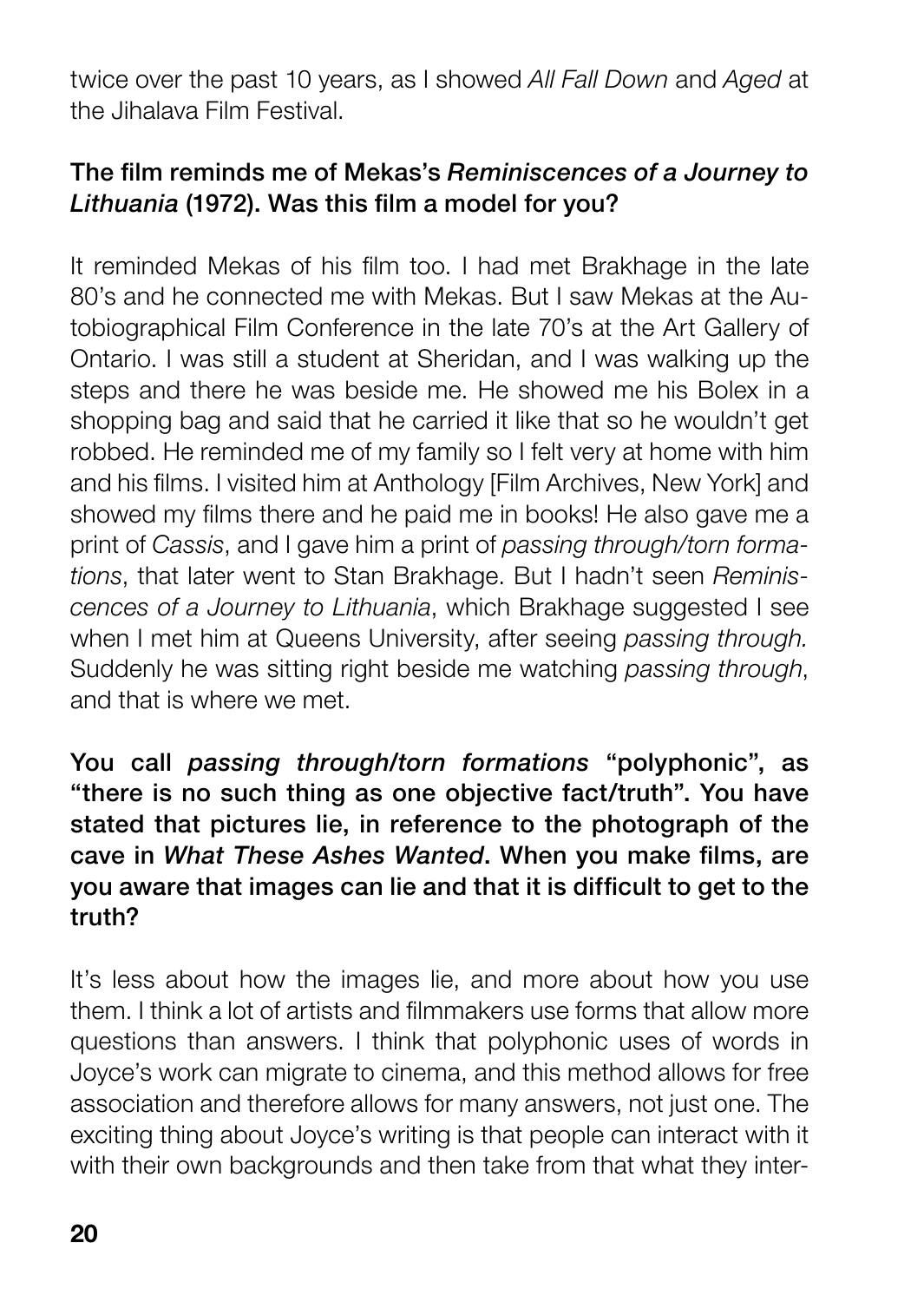twice over the past 10 years, as I showed *All Fall Down* and *Aged* at the Jihalava Film Festival.

**The film reminds me of Mekas's *Reminiscences of a Journey to Lithuania* (1972). Was this film a model for you?**

It reminded Mekas of his film too. I had met Brakhage in the late 80's and he connected me with Mekas. But I saw Mekas at the Autobiographical Film Conference in the late 70's at the Art Gallery of Ontario. I was still a student at Sheridan, and I was walking up the steps and there he was beside me. He showed me his Bolex in a shopping bag and said that he carried it like that so he wouldn't get robbed. He reminded me of my family so I felt very at home with him and his films. I visited him at Anthology [Film Archives, New York] and showed my films there and he paid me in books! He also gave me a print of *Cassis*, and I gave him a print of *passing through/torn formations*, that later went to Stan Brakhage. But I hadn't seen *Reminiscences of a Journey to Lithuania*, which Brakhage suggested I see when I met him at Queens University, after seeing *passing through.* Suddenly he was sitting right beside me watching *passing through*, and that is where we met.

**You call *passing through/torn formations* "polyphonic", as "there is no such thing as one objective fact/truth". You have stated that pictures lie, in reference to the photograph of the cave in *What These Ashes Wanted*. When you make films, are you aware that images can lie and that it is difficult to get to the truth?**

It's less about how the images lie, and more about how you use them. I think a lot of artists and filmmakers use forms that allow more questions than answers. I think that polyphonic uses of words in Joyce's work can migrate to cinema, and this method allows for free association and therefore allows for many answers, not just one. The exciting thing about Joyce's writing is that people can interact with it with their own backgrounds and then take from that what they inter-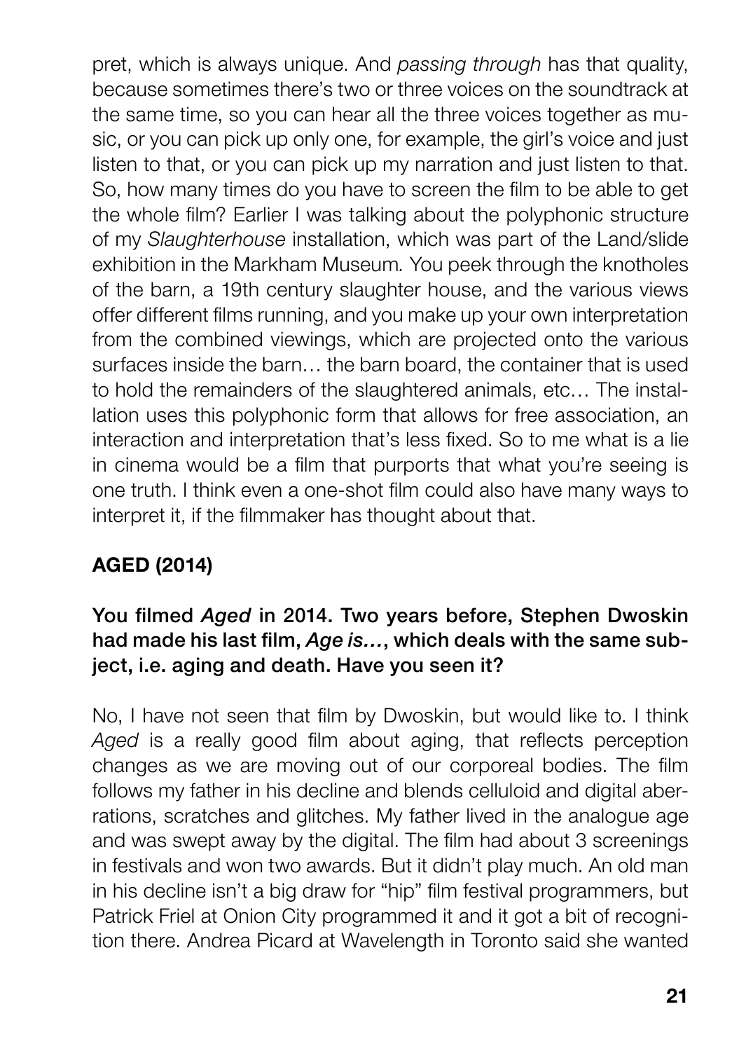pret, which is always unique. And *passing through* has that quality, because sometimes there's two or three voices on the soundtrack at the same time, so you can hear all the three voices together as music, or you can pick up only one, for example, the girl's voice and just listen to that, or you can pick up my narration and just listen to that. So, how many times do you have to screen the film to be able to get the whole film? Earlier I was talking about the polyphonic structure of my *Slaughterhouse* installation, which was part of the Land/slide exhibition in the Markham Museum. You peek through the knotholes of the barn, a 19th century slaughter house, and the various views offer different films running, and you make up your own interpretation from the combined viewings, which are projected onto the various surfaces inside the barn… the barn board, the container that is used to hold the remainders of the slaughtered animals, etc… The installation uses this polyphonic form that allows for free association, an interaction and interpretation that's less fixed. So to me what is a lie in cinema would be a film that purports that what you're seeing is one truth. I think even a one-shot film could also have many ways to interpret it, if the filmmaker has thought about that.

## AGED (2014)

**You filmed *Aged* in 2014. Two years before, Stephen Dwoskin had made his last film, *Age is…*, which deals with the same subject, i.e. aging and death. Have you seen it?**

No, I have not seen that film by Dwoskin, but would like to. I think *Aged* is a really good film about aging, that reflects perception changes as we are moving out of our corporeal bodies. The film follows my father in his decline and blends celluloid and digital aberrations, scratches and glitches. My father lived in the analogue age and was swept away by the digital. The film had about 3 screenings in festivals and won two awards. But it didn't play much. An old man in his decline isn't a big draw for "hip" film festival programmers, but Patrick Friel at Onion City programmed it and it got a bit of recognition there. Andrea Picard at Wavelength in Toronto said she wanted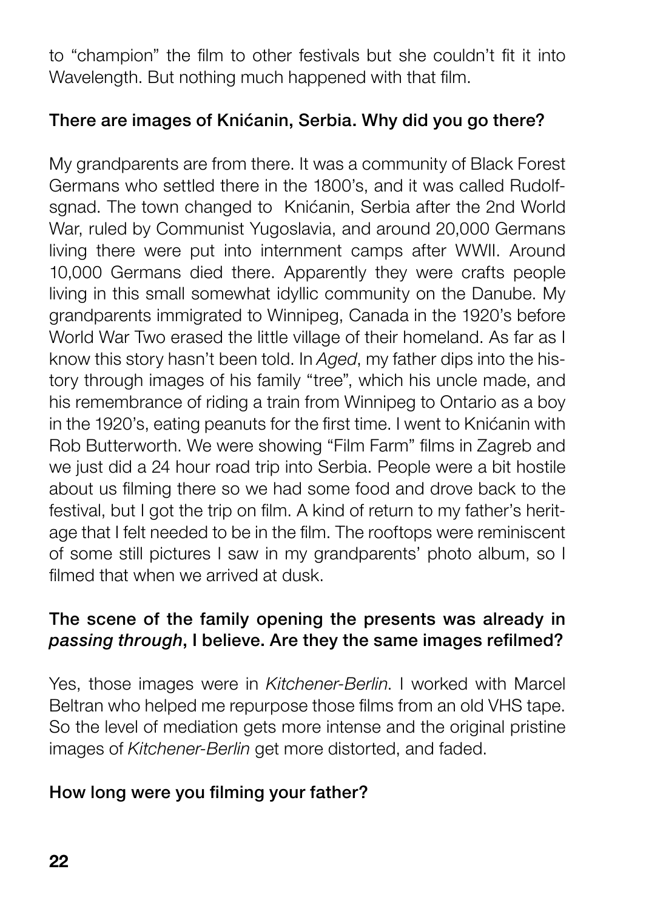to “champion” the film to other festivals but she couldn’t fit it into Wavelength. But nothing much happened with that film.

**There are images of Knićanin, Serbia. Why did you go there?**

My grandparents are from there. It was a community of Black Forest Germans who settled there in the 1800’s, and it was called Rudolfsgnad. The town changed to  Knićanin, Serbia after the 2nd World War, ruled by Communist Yugoslavia, and around 20,000 Germans living there were put into internment camps after WWII. Around 10,000 Germans died there. Apparently they were crafts people living in this small somewhat idyllic community on the Danube. My grandparents immigrated to Winnipeg, Canada in the 1920’s before World War Two erased the little village of their homeland. As far as I know this story hasn’t been told. In *Aged*, my father dips into the history through images of his family “tree”, which his uncle made, and his remembrance of riding a train from Winnipeg to Ontario as a boy in the 1920’s, eating peanuts for the first time. I went to Knićanin with Rob Butterworth. We were showing “Film Farm” films in Zagreb and we just did a 24 hour road trip into Serbia. People were a bit hostile about us filming there so we had some food and drove back to the festival, but I got the trip on film. A kind of return to my father’s heritage that I felt needed to be in the film. The rooftops were reminiscent of some still pictures I saw in my grandparents’ photo album, so I filmed that when we arrived at dusk.

**The scene of the family opening the presents was already in *passing through*, I believe. Are they the same images refilmed?**

Yes, those images were in *Kitchener-Berlin*. I worked with Marcel Beltran who helped me repurpose those films from an old VHS tape. So the level of mediation gets more intense and the original pristine images of *Kitchener-Berlin* get more distorted, and faded.

**How long were you filming your father?**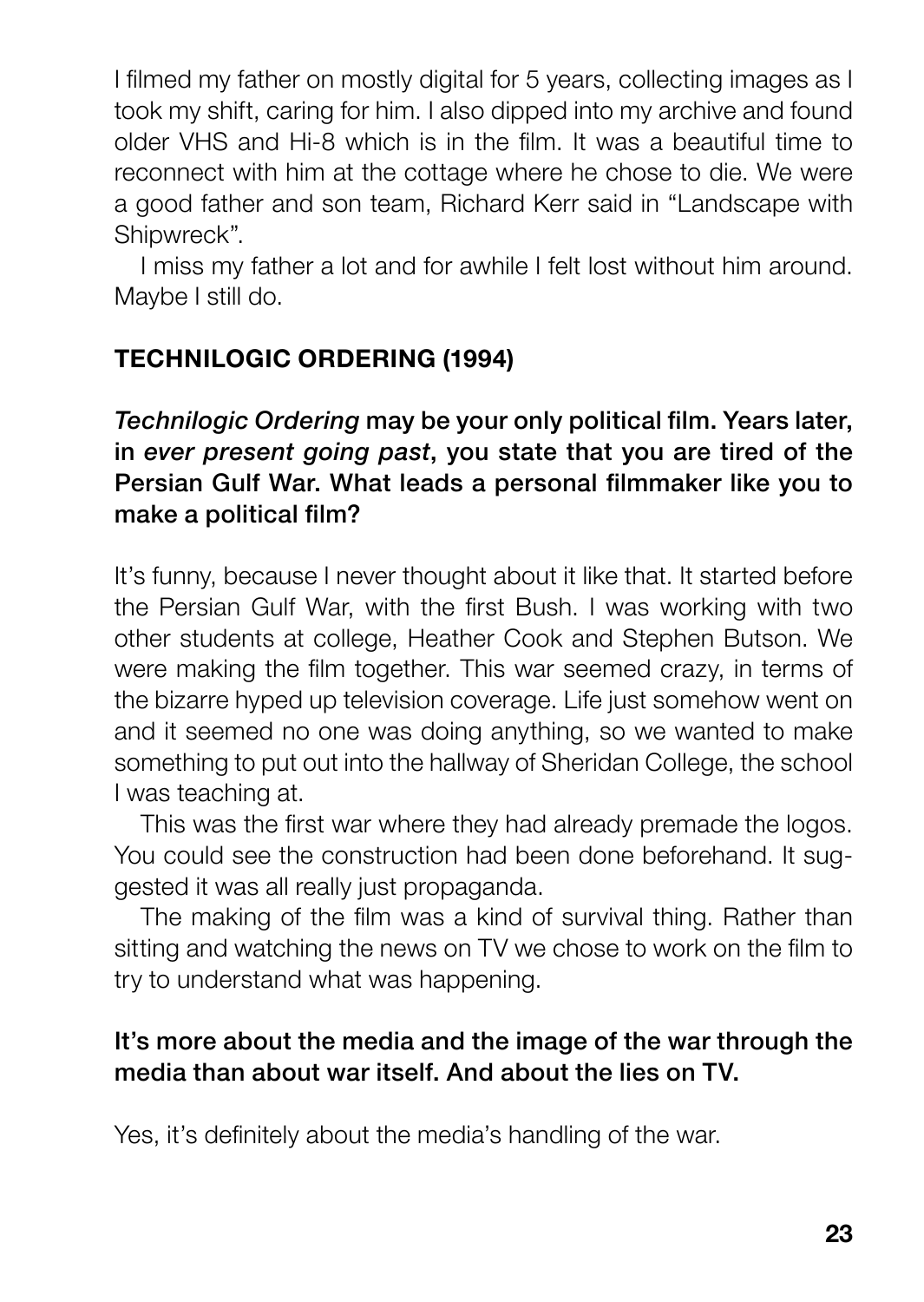I filmed my father on mostly digital for 5 years, collecting images as I took my shift, caring for him. I also dipped into my archive and found older VHS and Hi-8 which is in the film. It was a beautiful time to reconnect with him at the cottage where he chose to die. We were a good father and son team, Richard Kerr said in “Landscape with Shipwreck”.

I miss my father a lot and for awhile I felt lost without him around. Maybe I still do.

## TECHNILOGIC ORDERING (1994)

***Technilogic Ordering* may be your only political film. Years later, in *ever present going past*, you state that you are tired of the Persian Gulf War. What leads a personal filmmaker like you to make a political film?**

It’s funny, because I never thought about it like that. It started before the Persian Gulf War, with the first Bush. I was working with two other students at college, Heather Cook and Stephen Butson. We were making the film together. This war seemed crazy, in terms of the bizarre hyped up television coverage. Life just somehow went on and it seemed no one was doing anything, so we wanted to make something to put out into the hallway of Sheridan College, the school I was teaching at.

This was the first war where they had already premade the logos. You could see the construction had been done beforehand. It suggested it was all really just propaganda.

The making of the film was a kind of survival thing. Rather than sitting and watching the news on TV we chose to work on the film to try to understand what was happening.

**It’s more about the media and the image of the war through the media than about war itself. And about the lies on TV.**

Yes, it’s definitely about the media’s handling of the war.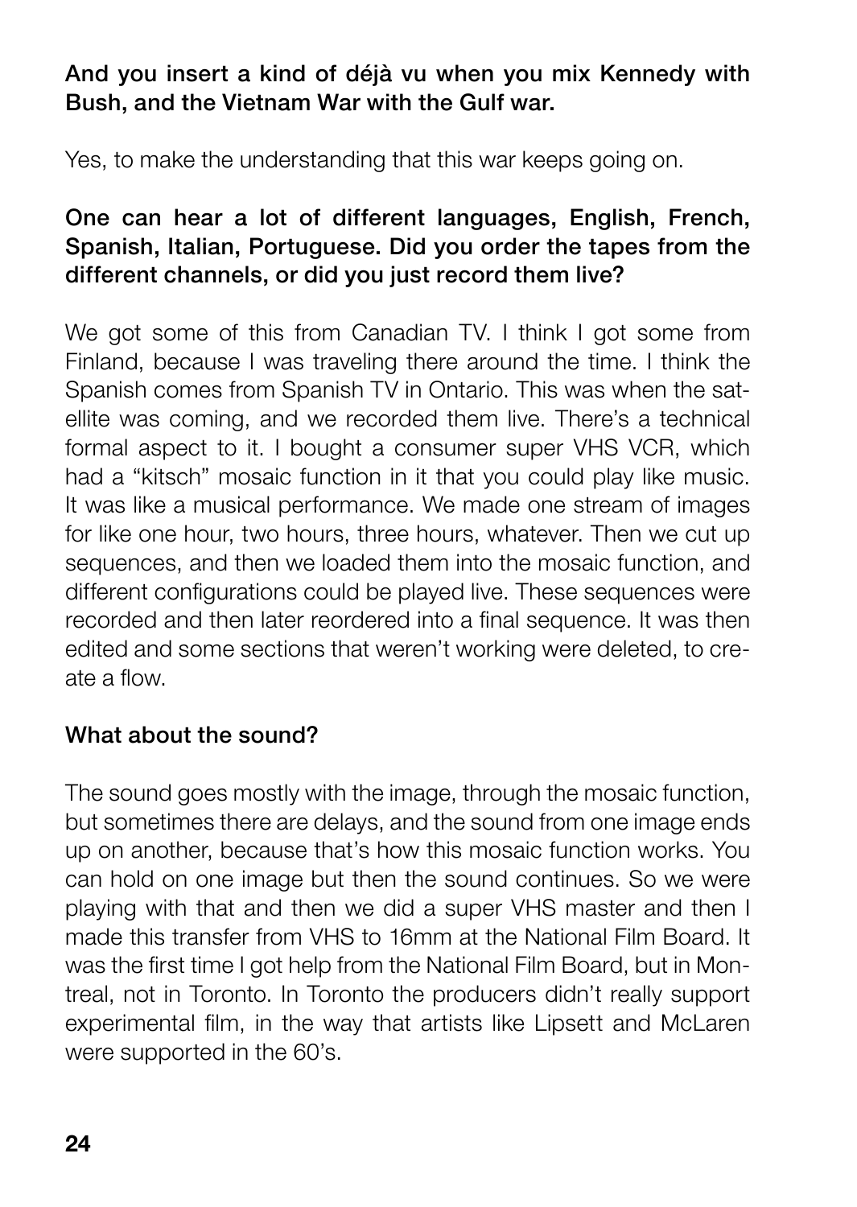**And you insert a kind of déjà vu when you mix Kennedy with Bush, and the Vietnam War with the Gulf war.**

Yes, to make the understanding that this war keeps going on.

**One can hear a lot of different languages, English, French, Spanish, Italian, Portuguese. Did you order the tapes from the different channels, or did you just record them live?**

We got some of this from Canadian TV. I think I got some from Finland, because I was traveling there around the time. I think the Spanish comes from Spanish TV in Ontario. This was when the satellite was coming, and we recorded them live. There's a technical formal aspect to it. I bought a consumer super VHS VCR, which had a "kitsch" mosaic function in it that you could play like music. It was like a musical performance. We made one stream of images for like one hour, two hours, three hours, whatever. Then we cut up sequences, and then we loaded them into the mosaic function, and different configurations could be played live. These sequences were recorded and then later reordered into a final sequence. It was then edited and some sections that weren't working were deleted, to create a flow.

**What about the sound?**

The sound goes mostly with the image, through the mosaic function, but sometimes there are delays, and the sound from one image ends up on another, because that's how this mosaic function works. You can hold on one image but then the sound continues. So we were playing with that and then we did a super VHS master and then I made this transfer from VHS to 16mm at the National Film Board. It was the first time I got help from the National Film Board, but in Montreal, not in Toronto. In Toronto the producers didn't really support experimental film, in the way that artists like Lipsett and McLaren were supported in the 60's.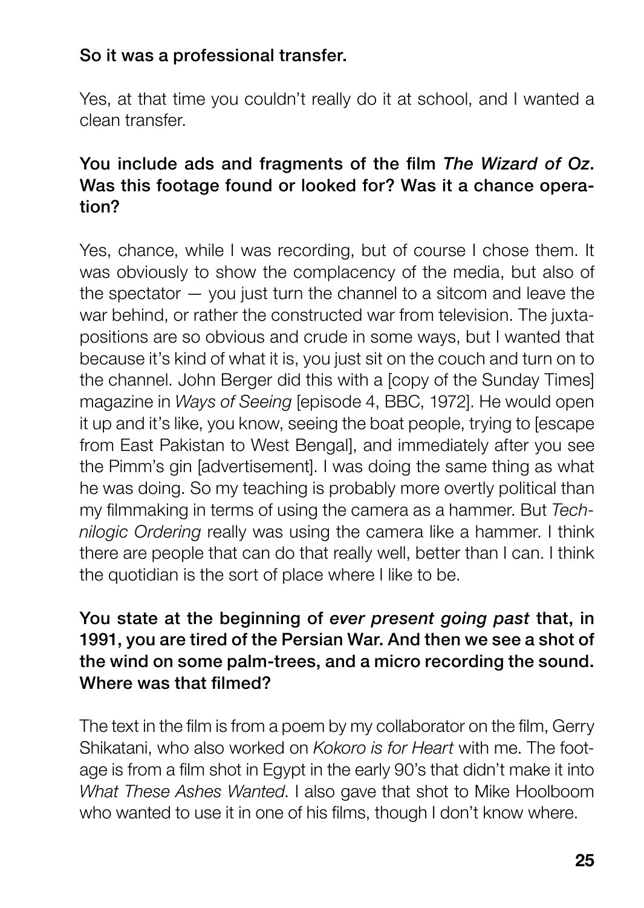**So it was a professional transfer.**

Yes, at that time you couldn't really do it at school, and I wanted a clean transfer.

**You include ads and fragments of the film *The Wizard of Oz*. Was this footage found or looked for? Was it a chance operation?**

Yes, chance, while I was recording, but of course I chose them. It was obviously to show the complacency of the media, but also of the spectator — you just turn the channel to a sitcom and leave the war behind, or rather the constructed war from television. The juxtapositions are so obvious and crude in some ways, but I wanted that because it's kind of what it is, you just sit on the couch and turn on to the channel. John Berger did this with a [copy of the Sunday Times] magazine in *Ways of Seeing* [episode 4, BBC, 1972]. He would open it up and it's like, you know, seeing the boat people, trying to [escape from East Pakistan to West Bengal], and immediately after you see the Pimm's gin [advertisement]. I was doing the same thing as what he was doing. So my teaching is probably more overtly political than my filmmaking in terms of using the camera as a hammer. But *Technilogic Ordering* really was using the camera like a hammer. I think there are people that can do that really well, better than I can. I think the quotidian is the sort of place where I like to be.

**You state at the beginning of *ever present going past* that, in 1991, you are tired of the Persian War. And then we see a shot of the wind on some palm-trees, and a micro recording the sound. Where was that filmed?**

The text in the film is from a poem by my collaborator on the film, Gerry Shikatani, who also worked on *Kokoro is for Heart* with me. The footage is from a film shot in Egypt in the early 90's that didn't make it into *What These Ashes Wanted*. I also gave that shot to Mike Hoolboom who wanted to use it in one of his films, though I don't know where.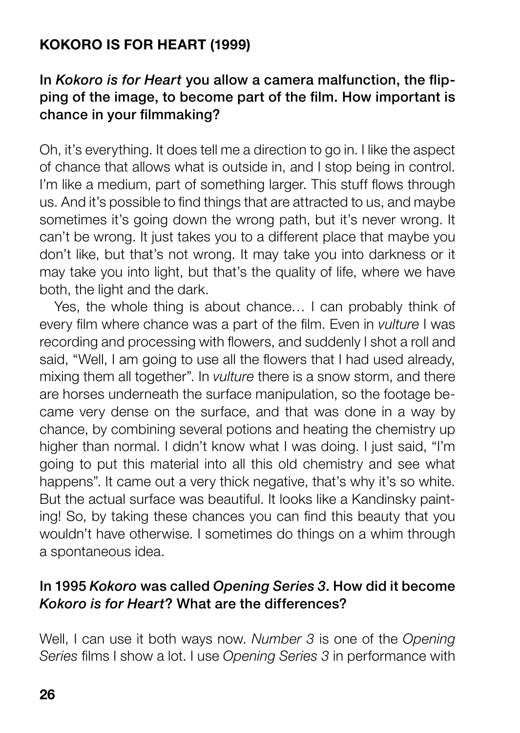## KOKORO IS FOR HEART (1999)

**In *Kokoro is for Heart* you allow a camera malfunction, the flipping of the image, to become part of the film. How important is chance in your filmmaking?**

Oh, it's everything. It does tell me a direction to go in. I like the aspect of chance that allows what is outside in, and I stop being in control. I'm like a medium, part of something larger. This stuff flows through us. And it's possible to find things that are attracted to us, and maybe sometimes it's going down the wrong path, but it's never wrong. It can't be wrong. It just takes you to a different place that maybe you don't like, but that's not wrong. It may take you into darkness or it may take you into light, but that's the quality of life, where we have both, the light and the dark.

Yes, the whole thing is about chance… I can probably think of every film where chance was a part of the film. Even in *vulture* I was recording and processing with flowers, and suddenly I shot a roll and said, "Well, I am going to use all the flowers that I had used already, mixing them all together". In *vulture* there is a snow storm, and there are horses underneath the surface manipulation, so the footage became very dense on the surface, and that was done in a way by chance, by combining several potions and heating the chemistry up higher than normal. I didn't know what I was doing. I just said, "I'm going to put this material into all this old chemistry and see what happens". It came out a very thick negative, that's why it's so white. But the actual surface was beautiful. It looks like a Kandinsky painting! So, by taking these chances you can find this beauty that you wouldn't have otherwise. I sometimes do things on a whim through a spontaneous idea.

**In 1995 *Kokoro* was called *Opening Series 3*. How did it become *Kokoro is for Heart*? What are the differences?**

Well, I can use it both ways now. *Number 3* is one of the *Opening Series* films I show a lot. I use *Opening Series 3* in performance with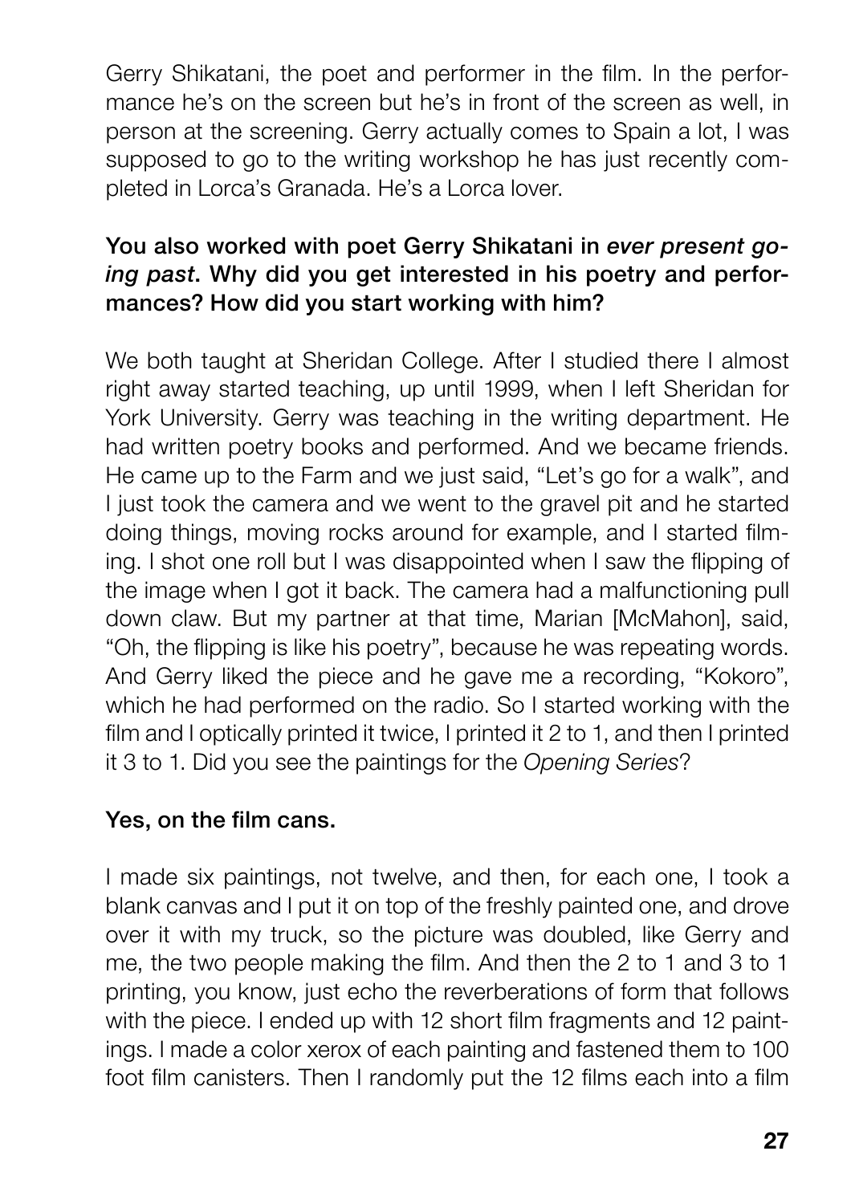Gerry Shikatani, the poet and performer in the film. In the performance he's on the screen but he's in front of the screen as well, in person at the screening. Gerry actually comes to Spain a lot, I was supposed to go to the writing workshop he has just recently completed in Lorca's Granada. He's a Lorca lover.

**You also worked with poet Gerry Shikatani in *ever present going past*. Why did you get interested in his poetry and performances? How did you start working with him?**

We both taught at Sheridan College. After I studied there I almost right away started teaching, up until 1999, when I left Sheridan for York University. Gerry was teaching in the writing department. He had written poetry books and performed. And we became friends. He came up to the Farm and we just said, "Let's go for a walk", and I just took the camera and we went to the gravel pit and he started doing things, moving rocks around for example, and I started filming. I shot one roll but I was disappointed when I saw the flipping of the image when I got it back. The camera had a malfunctioning pull down claw. But my partner at that time, Marian [McMahon], said, "Oh, the flipping is like his poetry", because he was repeating words. And Gerry liked the piece and he gave me a recording, "Kokoro", which he had performed on the radio. So I started working with the film and I optically printed it twice, I printed it 2 to 1, and then I printed it 3 to 1. Did you see the paintings for the *Opening Series*?

**Yes, on the film cans.**

I made six paintings, not twelve, and then, for each one, I took a blank canvas and I put it on top of the freshly painted one, and drove over it with my truck, so the picture was doubled, like Gerry and me, the two people making the film. And then the 2 to 1 and 3 to 1 printing, you know, just echo the reverberations of form that follows with the piece. I ended up with 12 short film fragments and 12 paintings. I made a color xerox of each painting and fastened them to 100 foot film canisters. Then I randomly put the 12 films each into a film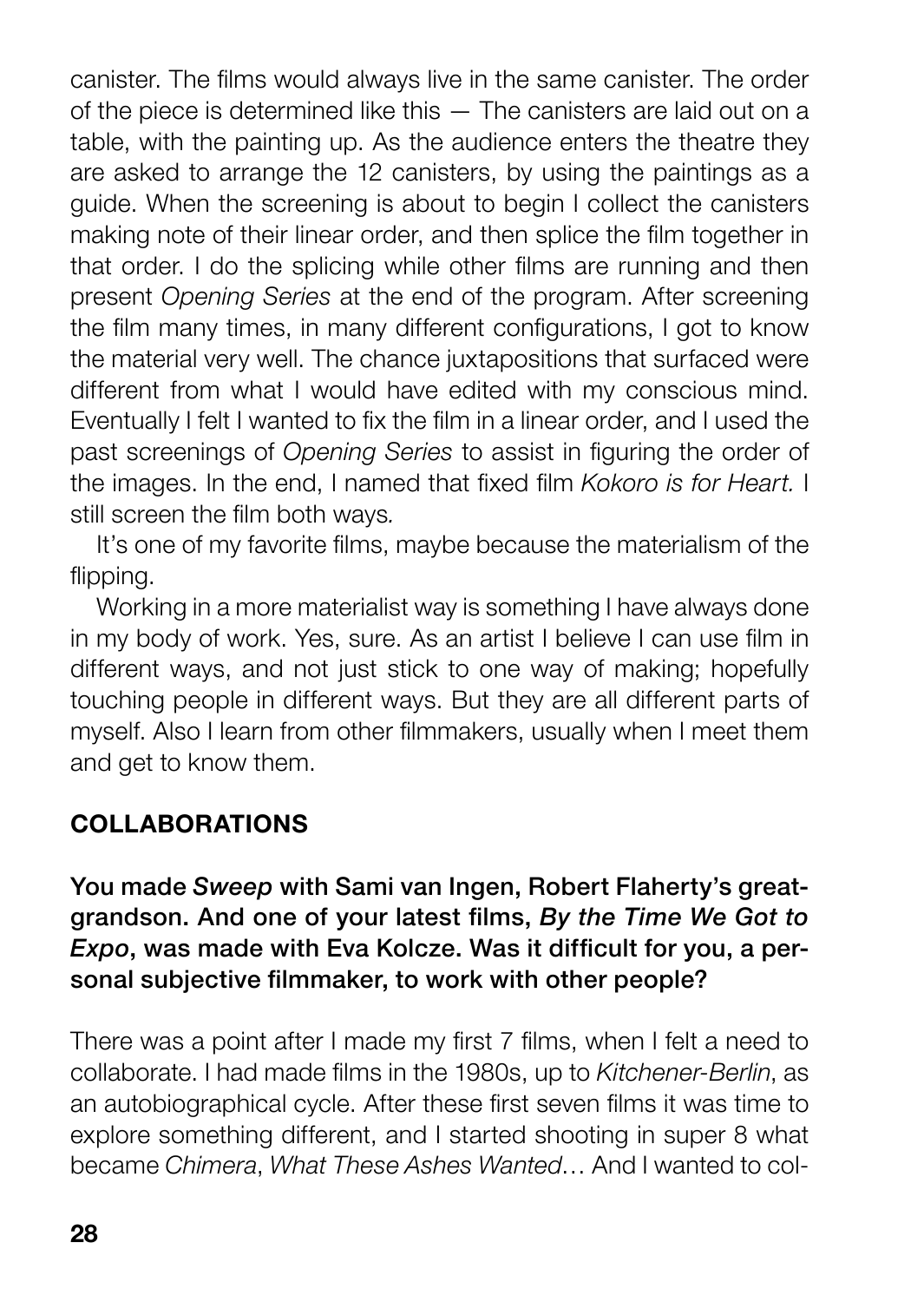canister. The films would always live in the same canister. The order of the piece is determined like this — The canisters are laid out on a table, with the painting up. As the audience enters the theatre they are asked to arrange the 12 canisters, by using the paintings as a guide. When the screening is about to begin I collect the canisters making note of their linear order, and then splice the film together in that order. I do the splicing while other films are running and then present *Opening Series* at the end of the program. After screening the film many times, in many different configurations, I got to know the material very well. The chance juxtapositions that surfaced were different from what I would have edited with my conscious mind. Eventually I felt I wanted to fix the film in a linear order, and I used the past screenings of *Opening Series* to assist in figuring the order of the images. In the end, I named that fixed film *Kokoro is for Heart.* I still screen the film both ways.

It's one of my favorite films, maybe because the materialism of the flipping.

Working in a more materialist way is something I have always done in my body of work. Yes, sure. As an artist I believe I can use film in different ways, and not just stick to one way of making; hopefully touching people in different ways. But they are all different parts of myself. Also I learn from other filmmakers, usually when I meet them and get to know them.

## COLLABORATIONS

**You made *Sweep* with Sami van Ingen, Robert Flaherty's great-grandson. And one of your latest films, *By the Time We Got to Expo*, was made with Eva Kolcze. Was it difficult for you, a personal subjective filmmaker, to work with other people?**

There was a point after I made my first 7 films, when I felt a need to collaborate. I had made films in the 1980s, up to *Kitchener-Berlin*, as an autobiographical cycle. After these first seven films it was time to explore something different, and I started shooting in super 8 what became *Chimera*, *What These Ashes Wanted*… And I wanted to col-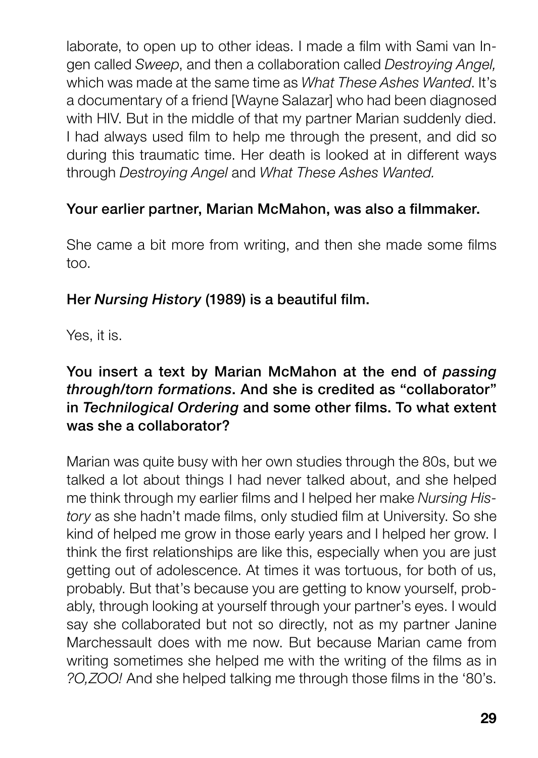laborate, to open up to other ideas. I made a film with Sami van Ingen called *Sweep*, and then a collaboration called *Destroying Angel,* which was made at the same time as *What These Ashes Wanted*. It's a documentary of a friend [Wayne Salazar] who had been diagnosed with HIV. But in the middle of that my partner Marian suddenly died. I had always used film to help me through the present, and did so during this traumatic time. Her death is looked at in different ways through *Destroying Angel* and *What These Ashes Wanted.*

**Your earlier partner, Marian McMahon, was also a filmmaker.**

She came a bit more from writing, and then she made some films too.

**Her *Nursing History* (1989) is a beautiful film.**

Yes, it is.

**You insert a text by Marian McMahon at the end of *passing through/torn formations*. And she is credited as "collaborator" in *Technilogical Ordering* and some other films. To what extent was she a collaborator?**

Marian was quite busy with her own studies through the 80s, but we talked a lot about things I had never talked about, and she helped me think through my earlier films and I helped her make *Nursing History* as she hadn't made films, only studied film at University. So she kind of helped me grow in those early years and I helped her grow. I think the first relationships are like this, especially when you are just getting out of adolescence. At times it was tortuous, for both of us, probably. But that's because you are getting to know yourself, probably, through looking at yourself through your partner's eyes. I would say she collaborated but not so directly, not as my partner Janine Marchessault does with me now. But because Marian came from writing sometimes she helped me with the writing of the films as in *?O,ZOO!* And she helped talking me through those films in the '80's.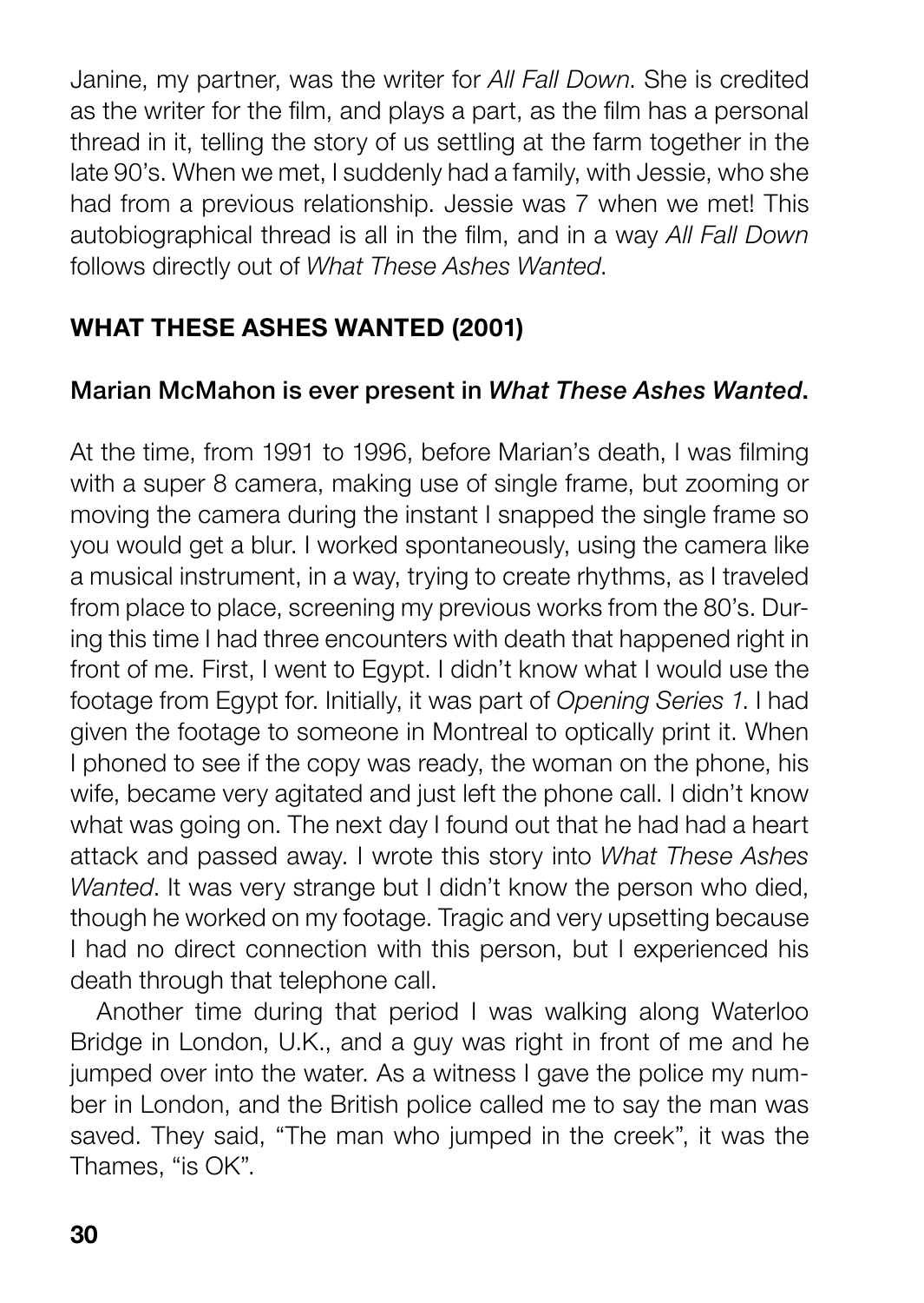Janine, my partner, was the writer for *All Fall Down*. She is credited as the writer for the film, and plays a part, as the film has a personal thread in it, telling the story of us settling at the farm together in the late 90's. When we met, I suddenly had a family, with Jessie, who she had from a previous relationship. Jessie was 7 when we met! This autobiographical thread is all in the film, and in a way *All Fall Down* follows directly out of *What These Ashes Wanted*.

## WHAT THESE ASHES WANTED (2001)

**Marian McMahon is ever present in *What These Ashes Wanted*.**

At the time, from 1991 to 1996, before Marian's death, I was filming with a super 8 camera, making use of single frame, but zooming or moving the camera during the instant I snapped the single frame so you would get a blur. I worked spontaneously, using the camera like a musical instrument, in a way, trying to create rhythms, as I traveled from place to place, screening my previous works from the 80's. During this time I had three encounters with death that happened right in front of me. First, I went to Egypt. I didn't know what I would use the footage from Egypt for. Initially, it was part of *Opening Series 1*. I had given the footage to someone in Montreal to optically print it. When I phoned to see if the copy was ready, the woman on the phone, his wife, became very agitated and just left the phone call. I didn't know what was going on. The next day I found out that he had had a heart attack and passed away. I wrote this story into *What These Ashes Wanted*. It was very strange but I didn't know the person who died, though he worked on my footage. Tragic and very upsetting because I had no direct connection with this person, but I experienced his death through that telephone call.

Another time during that period I was walking along Waterloo Bridge in London, U.K., and a guy was right in front of me and he jumped over into the water. As a witness I gave the police my number in London, and the British police called me to say the man was saved. They said, "The man who jumped in the creek", it was the Thames, "is OK".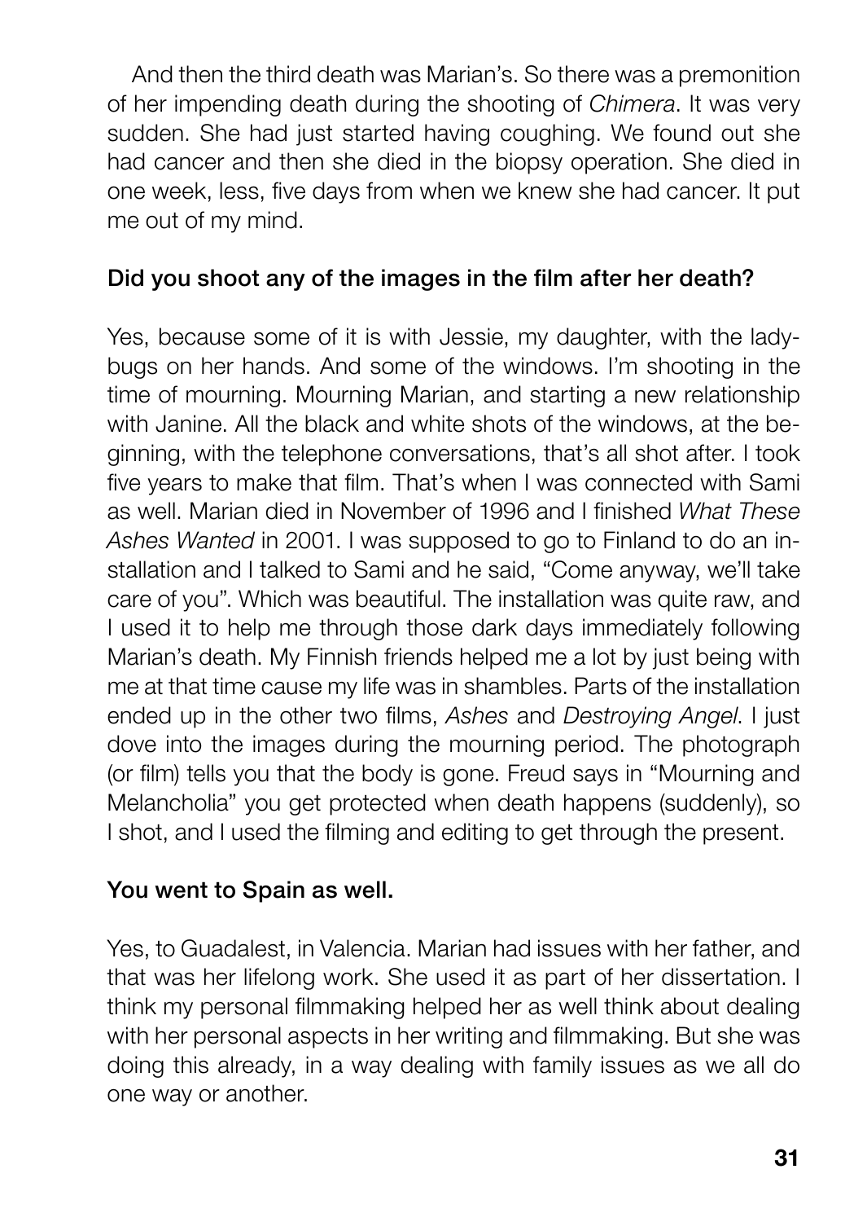And then the third death was Marian's. So there was a premonition of her impending death during the shooting of *Chimera*. It was very sudden. She had just started having coughing. We found out she had cancer and then she died in the biopsy operation. She died in one week, less, five days from when we knew she had cancer. It put me out of my mind.

**Did you shoot any of the images in the film after her death?**

Yes, because some of it is with Jessie, my daughter, with the ladybugs on her hands. And some of the windows. I'm shooting in the time of mourning. Mourning Marian, and starting a new relationship with Janine. All the black and white shots of the windows, at the beginning, with the telephone conversations, that's all shot after. I took five years to make that film. That's when I was connected with Sami as well. Marian died in November of 1996 and I finished *What These Ashes Wanted* in 2001. I was supposed to go to Finland to do an installation and I talked to Sami and he said, "Come anyway, we'll take care of you". Which was beautiful. The installation was quite raw, and I used it to help me through those dark days immediately following Marian's death. My Finnish friends helped me a lot by just being with me at that time cause my life was in shambles. Parts of the installation ended up in the other two films, *Ashes* and *Destroying Angel*. I just dove into the images during the mourning period. The photograph (or film) tells you that the body is gone. Freud says in "Mourning and Melancholia" you get protected when death happens (suddenly), so I shot, and I used the filming and editing to get through the present.

**You went to Spain as well.**

Yes, to Guadalest, in Valencia. Marian had issues with her father, and that was her lifelong work. She used it as part of her dissertation. I think my personal filmmaking helped her as well think about dealing with her personal aspects in her writing and filmmaking. But she was doing this already, in a way dealing with family issues as we all do one way or another.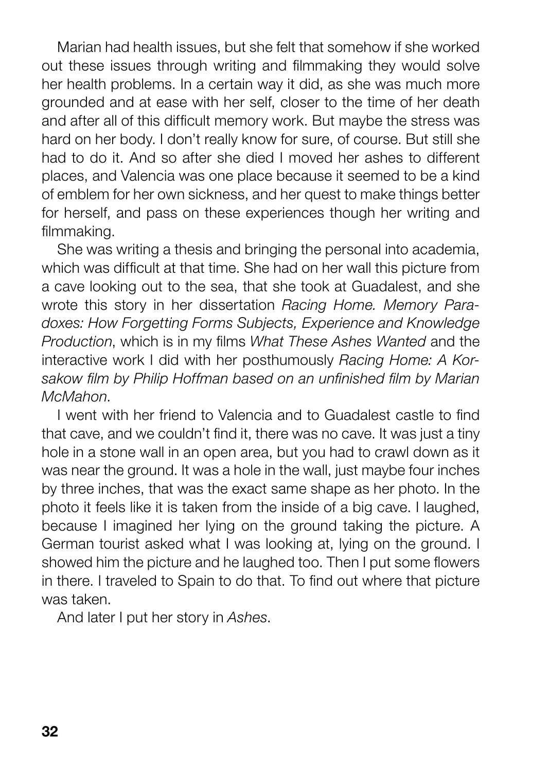Marian had health issues, but she felt that somehow if she worked out these issues through writing and filmmaking they would solve her health problems. In a certain way it did, as she was much more grounded and at ease with her self, closer to the time of her death and after all of this difficult memory work. But maybe the stress was hard on her body. I don't really know for sure, of course. But still she had to do it. And so after she died I moved her ashes to different places, and Valencia was one place because it seemed to be a kind of emblem for her own sickness, and her quest to make things better for herself, and pass on these experiences though her writing and filmmaking.

She was writing a thesis and bringing the personal into academia, which was difficult at that time. She had on her wall this picture from a cave looking out to the sea, that she took at Guadalest, and she wrote this story in her dissertation *Racing Home. Memory Paradoxes: How Forgetting Forms Subjects, Experience and Knowledge Production*, which is in my films *What These Ashes Wanted* and the interactive work I did with her posthumously *Racing Home: A Korsakow film by Philip Hoffman based on an unfinished film by Marian McMahon*.

I went with her friend to Valencia and to Guadalest castle to find that cave, and we couldn't find it, there was no cave. It was just a tiny hole in a stone wall in an open area, but you had to crawl down as it was near the ground. It was a hole in the wall, just maybe four inches by three inches, that was the exact same shape as her photo. In the photo it feels like it is taken from the inside of a big cave. I laughed, because I imagined her lying on the ground taking the picture. A German tourist asked what I was looking at, lying on the ground. I showed him the picture and he laughed too. Then I put some flowers in there. I traveled to Spain to do that. To find out where that picture was taken.

And later I put her story in *Ashes*.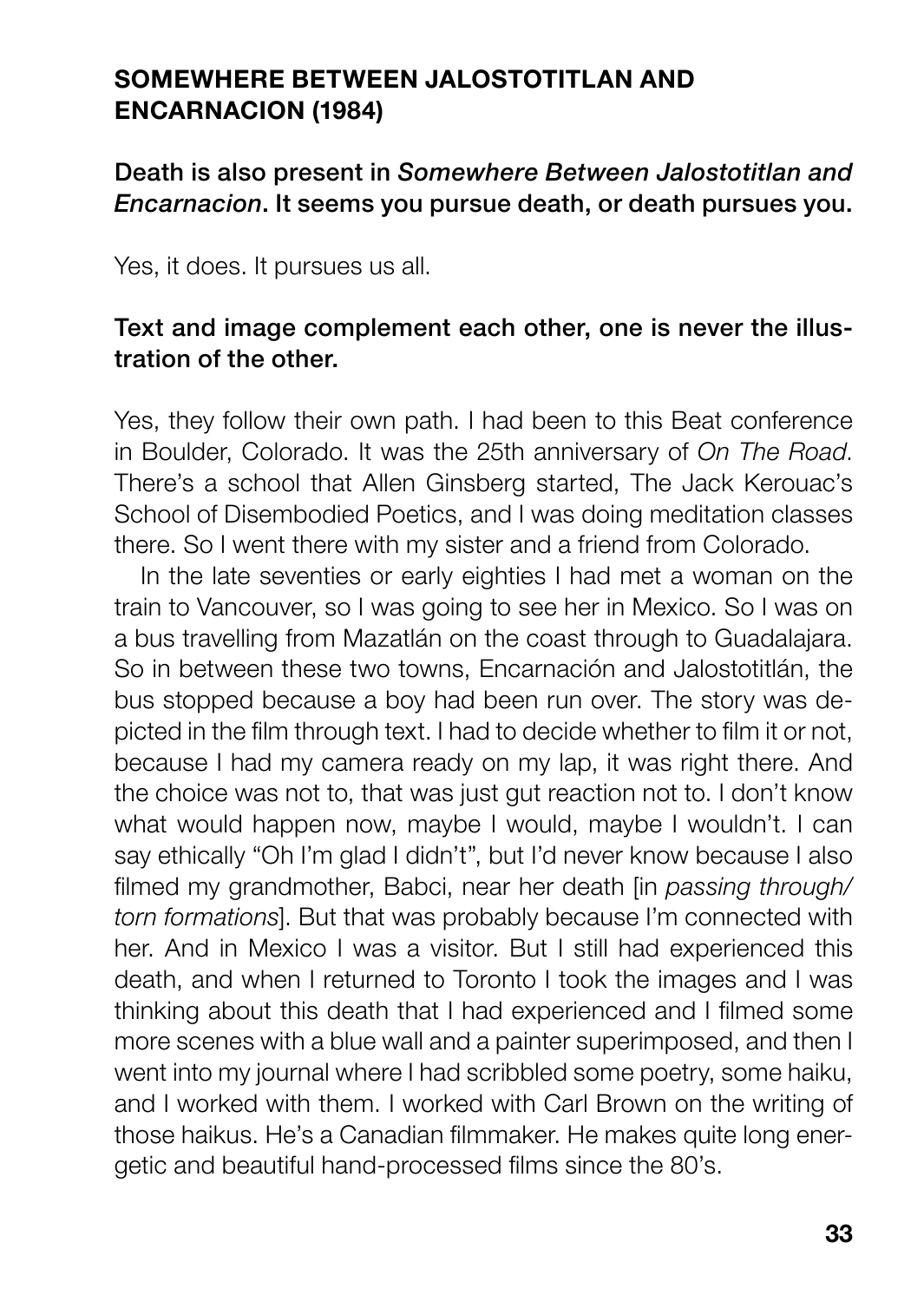## SOMEWHERE BETWEEN JALOSTOTITLAN AND ENCARNACION (1984)

**Death is also present in *Somewhere Between Jalostotitlan and Encarnacion*. It seems you pursue death, or death pursues you.**

Yes, it does. It pursues us all.

**Text and image complement each other, one is never the illustration of the other.**

Yes, they follow their own path. I had been to this Beat conference in Boulder, Colorado. It was the 25th anniversary of *On The Road*. There's a school that Allen Ginsberg started, The Jack Kerouac's School of Disembodied Poetics, and I was doing meditation classes there. So I went there with my sister and a friend from Colorado.

In the late seventies or early eighties I had met a woman on the train to Vancouver, so I was going to see her in Mexico. So I was on a bus travelling from Mazatlán on the coast through to Guadalajara. So in between these two towns, Encarnación and Jalostotitlán, the bus stopped because a boy had been run over. The story was depicted in the film through text. I had to decide whether to film it or not, because I had my camera ready on my lap, it was right there. And the choice was not to, that was just gut reaction not to. I don't know what would happen now, maybe I would, maybe I wouldn't. I can say ethically "Oh I'm glad I didn't", but I'd never know because I also filmed my grandmother, Babci, near her death [in *passing through/ torn formations*]. But that was probably because I'm connected with her. And in Mexico I was a visitor. But I still had experienced this death, and when I returned to Toronto I took the images and I was thinking about this death that I had experienced and I filmed some more scenes with a blue wall and a painter superimposed, and then I went into my journal where I had scribbled some poetry, some haiku, and I worked with them. I worked with Carl Brown on the writing of those haikus. He's a Canadian filmmaker. He makes quite long energetic and beautiful hand-processed films since the 80's.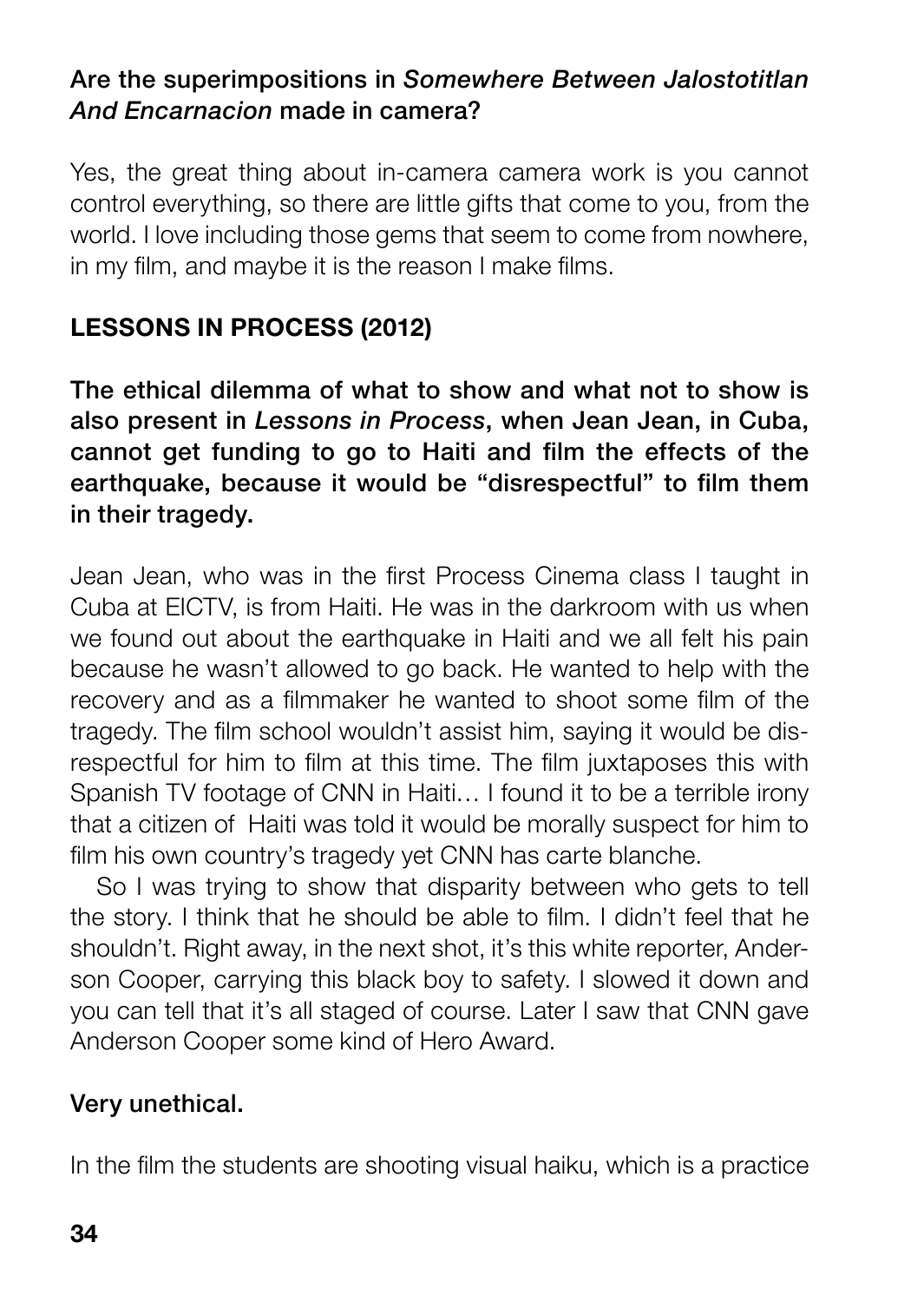**Are the superimpositions in *Somewhere Between Jalostotitlan And Encarnacion* made in camera?**

Yes, the great thing about in-camera camera work is you cannot control everything, so there are little gifts that come to you, from the world. I love including those gems that seem to come from nowhere, in my film, and maybe it is the reason I make films.

## LESSONS IN PROCESS (2012)

**The ethical dilemma of what to show and what not to show is also present in *Lessons in Process*, when Jean Jean, in Cuba, cannot get funding to go to Haiti and film the effects of the earthquake, because it would be "disrespectful" to film them in their tragedy.**

Jean Jean, who was in the first Process Cinema class I taught in Cuba at EICTV, is from Haiti. He was in the darkroom with us when we found out about the earthquake in Haiti and we all felt his pain because he wasn't allowed to go back. He wanted to help with the recovery and as a filmmaker he wanted to shoot some film of the tragedy. The film school wouldn't assist him, saying it would be disrespectful for him to film at this time. The film juxtaposes this with Spanish TV footage of CNN in Haiti… I found it to be a terrible irony that a citizen of Haiti was told it would be morally suspect for him to film his own country's tragedy yet CNN has carte blanche.

So I was trying to show that disparity between who gets to tell the story. I think that he should be able to film. I didn't feel that he shouldn't. Right away, in the next shot, it's this white reporter, Anderson Cooper, carrying this black boy to safety. I slowed it down and you can tell that it's all staged of course. Later I saw that CNN gave Anderson Cooper some kind of Hero Award.

**Very unethical.**

In the film the students are shooting visual haiku, which is a practice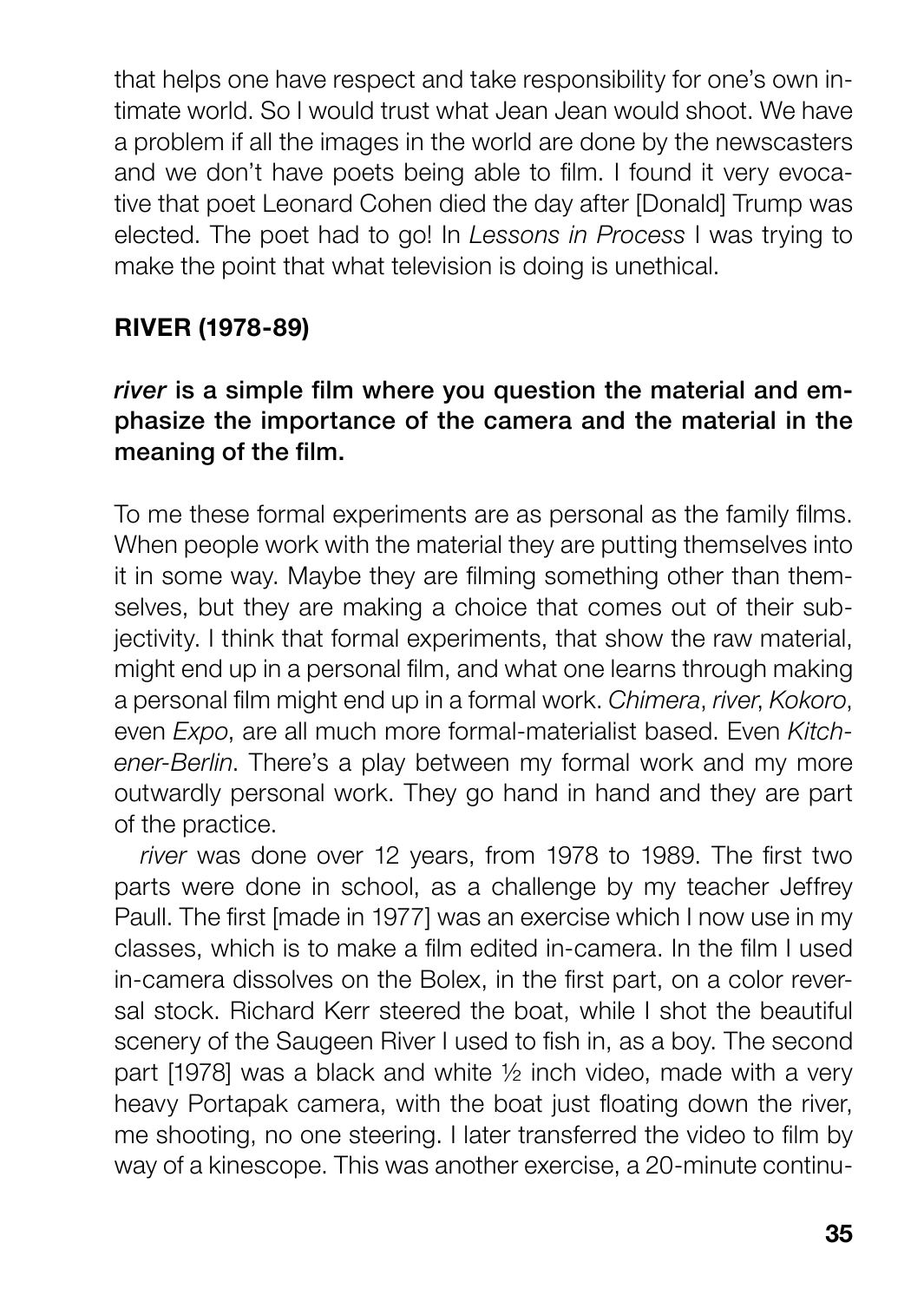that helps one have respect and take responsibility for one's own intimate world. So I would trust what Jean Jean would shoot. We have a problem if all the images in the world are done by the newscasters and we don't have poets being able to film. I found it very evocative that poet Leonard Cohen died the day after [Donald] Trump was elected. The poet had to go! In *Lessons in Process* I was trying to make the point that what television is doing is unethical.

## RIVER (1978-89)

**_river_ is a simple film where you question the material and emphasize the importance of the camera and the material in the meaning of the film.**

To me these formal experiments are as personal as the family films. When people work with the material they are putting themselves into it in some way. Maybe they are filming something other than themselves, but they are making a choice that comes out of their subjectivity. I think that formal experiments, that show the raw material, might end up in a personal film, and what one learns through making a personal film might end up in a formal work. *Chimera*, *river*, *Kokoro*, even *Expo*, are all much more formal-materialist based. Even *Kitchener-Berlin*. There's a play between my formal work and my more outwardly personal work. They go hand in hand and they are part of the practice.

*river* was done over 12 years, from 1978 to 1989. The first two parts were done in school, as a challenge by my teacher Jeffrey Paull. The first [made in 1977] was an exercise which I now use in my classes, which is to make a film edited in-camera. In the film I used in-camera dissolves on the Bolex, in the first part, on a color reversal stock. Richard Kerr steered the boat, while I shot the beautiful scenery of the Saugeen River I used to fish in, as a boy. The second part [1978] was a black and white ½ inch video, made with a very heavy Portapak camera, with the boat just floating down the river, me shooting, no one steering. I later transferred the video to film by way of a kinescope. This was another exercise, a 20-minute continu-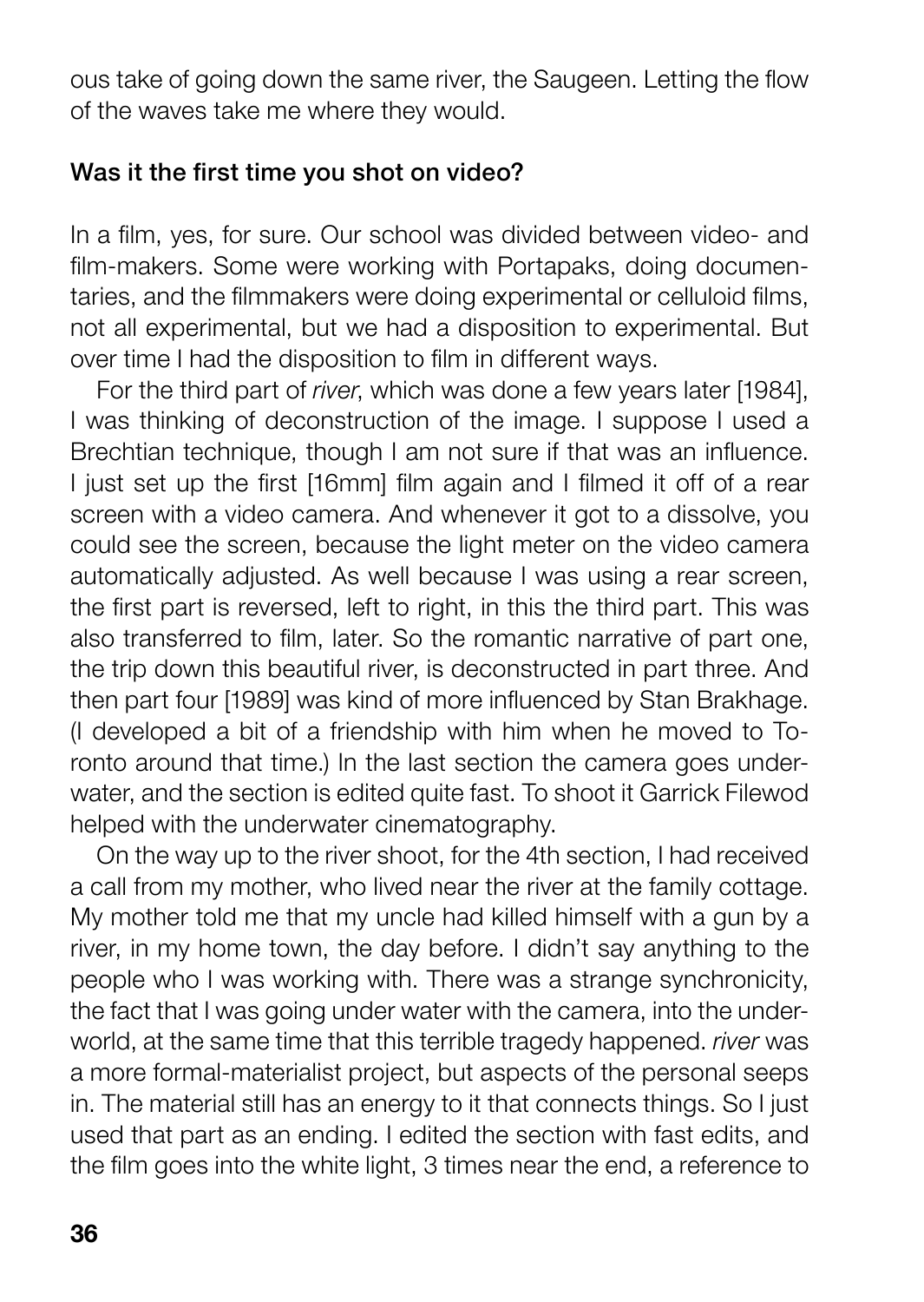ous take of going down the same river, the Saugeen. Letting the flow of the waves take me where they would.

**Was it the first time you shot on video?**

In a film, yes, for sure. Our school was divided between video- and film-makers. Some were working with Portapaks, doing documentaries, and the filmmakers were doing experimental or celluloid films, not all experimental, but we had a disposition to experimental. But over time I had the disposition to film in different ways.

For the third part of *river*, which was done a few years later [1984], I was thinking of deconstruction of the image. I suppose I used a Brechtian technique, though I am not sure if that was an influence. I just set up the first [16mm] film again and I filmed it off of a rear screen with a video camera. And whenever it got to a dissolve, you could see the screen, because the light meter on the video camera automatically adjusted. As well because I was using a rear screen, the first part is reversed, left to right, in this the third part. This was also transferred to film, later. So the romantic narrative of part one, the trip down this beautiful river, is deconstructed in part three. And then part four [1989] was kind of more influenced by Stan Brakhage. (I developed a bit of a friendship with him when he moved to Toronto around that time.) In the last section the camera goes underwater, and the section is edited quite fast. To shoot it Garrick Filewod helped with the underwater cinematography.

On the way up to the river shoot, for the 4th section, I had received a call from my mother, who lived near the river at the family cottage. My mother told me that my uncle had killed himself with a gun by a river, in my home town, the day before. I didn't say anything to the people who I was working with. There was a strange synchronicity, the fact that I was going under water with the camera, into the underworld, at the same time that this terrible tragedy happened. *river* was a more formal-materialist project, but aspects of the personal seeps in. The material still has an energy to it that connects things. So I just used that part as an ending. I edited the section with fast edits, and the film goes into the white light, 3 times near the end, a reference to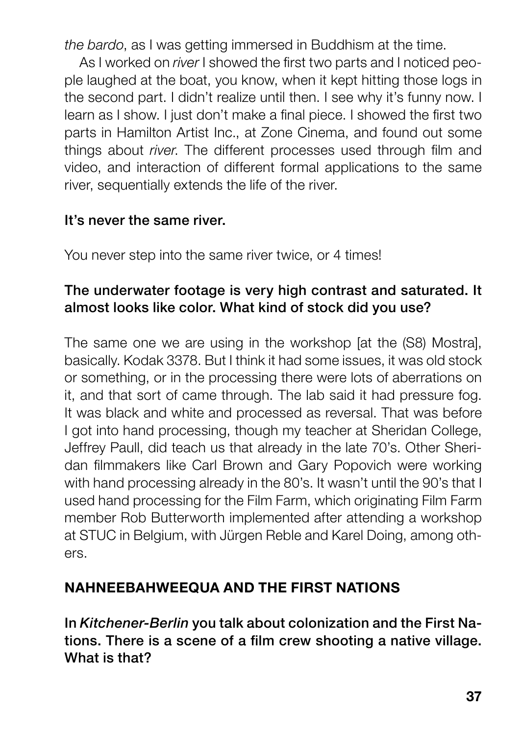*the bardo*, as I was getting immersed in Buddhism at the time.

As I worked on *river* I showed the first two parts and I noticed people laughed at the boat, you know, when it kept hitting those logs in the second part. I didn't realize until then. I see why it's funny now. I learn as I show. I just don't make a final piece. I showed the first two parts in Hamilton Artist Inc., at Zone Cinema, and found out some things about *river*. The different processes used through film and video, and interaction of different formal applications to the same river, sequentially extends the life of the river.

**It's never the same river.**

You never step into the same river twice, or 4 times!

**The underwater footage is very high contrast and saturated. It almost looks like color. What kind of stock did you use?**

The same one we are using in the workshop [at the (S8) Mostra], basically. Kodak 3378. But I think it had some issues, it was old stock or something, or in the processing there were lots of aberrations on it, and that sort of came through. The lab said it had pressure fog. It was black and white and processed as reversal. That was before I got into hand processing, though my teacher at Sheridan College, Jeffrey Paull, did teach us that already in the late 70's. Other Sheridan filmmakers like Carl Brown and Gary Popovich were working with hand processing already in the 80's. It wasn't until the 90's that I used hand processing for the Film Farm, which originating Film Farm member Rob Butterworth implemented after attending a workshop at STUC in Belgium, with Jürgen Reble and Karel Doing, among others.

## NAHNEEBAHWEEQUA AND THE FIRST NATIONS

**In *Kitchener-Berlin* you talk about colonization and the First Nations. There is a scene of a film crew shooting a native village. What is that?**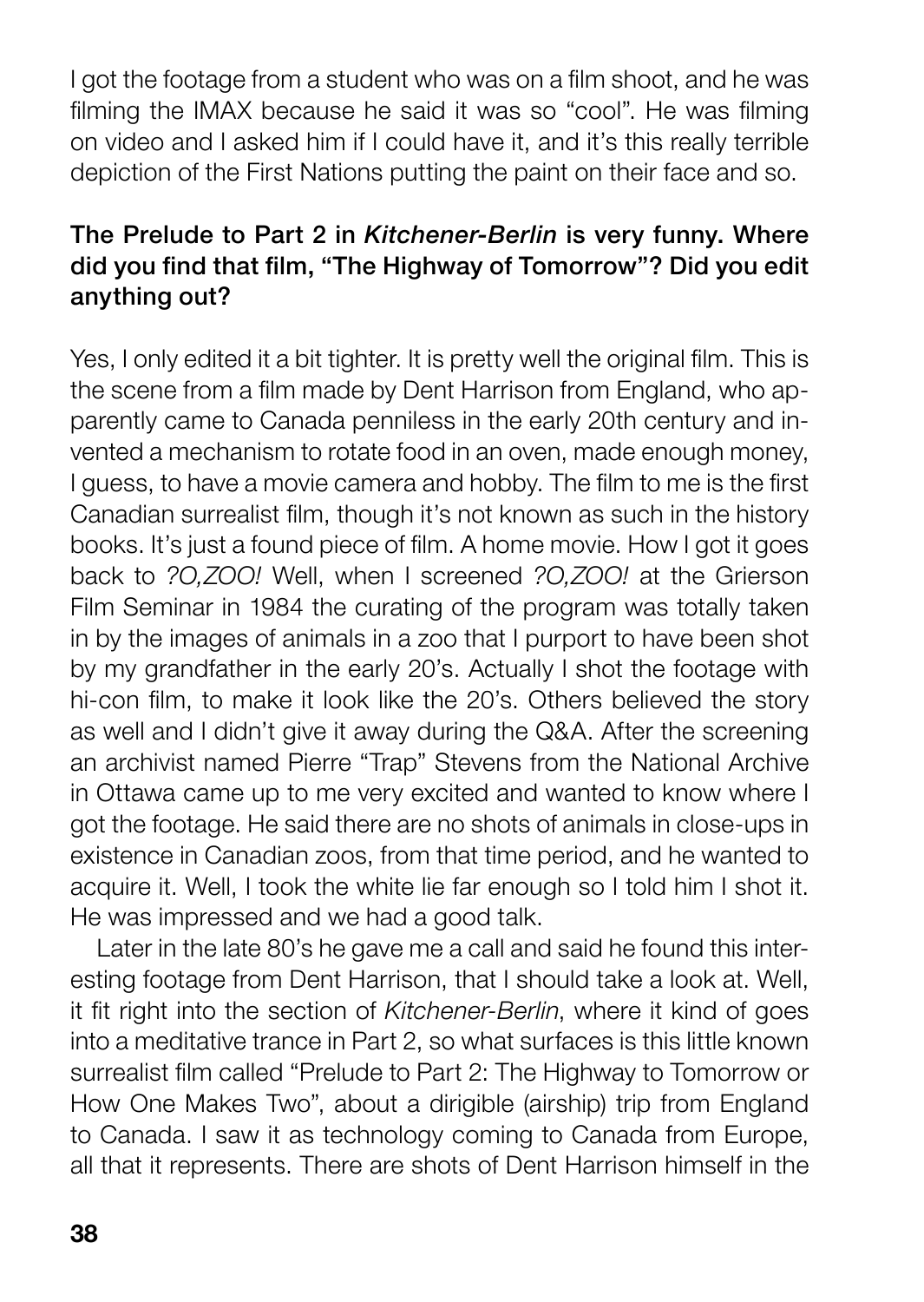I got the footage from a student who was on a film shoot, and he was filming the IMAX because he said it was so "cool". He was filming on video and I asked him if I could have it, and it's this really terrible depiction of the First Nations putting the paint on their face and so.

**The Prelude to Part 2 in *Kitchener-Berlin* is very funny. Where did you find that film, "The Highway of Tomorrow"? Did you edit anything out?**

Yes, I only edited it a bit tighter. It is pretty well the original film. This is the scene from a film made by Dent Harrison from England, who apparently came to Canada penniless in the early 20th century and invented a mechanism to rotate food in an oven, made enough money, I guess, to have a movie camera and hobby. The film to me is the first Canadian surrealist film, though it's not known as such in the history books. It's just a found piece of film. A home movie. How I got it goes back to *?O,ZOO!* Well, when I screened *?O,ZOO!* at the Grierson Film Seminar in 1984 the curating of the program was totally taken in by the images of animals in a zoo that I purport to have been shot by my grandfather in the early 20's. Actually I shot the footage with hi-con film, to make it look like the 20's. Others believed the story as well and I didn't give it away during the Q&A. After the screening an archivist named Pierre "Trap" Stevens from the National Archive in Ottawa came up to me very excited and wanted to know where I got the footage. He said there are no shots of animals in close-ups in existence in Canadian zoos, from that time period, and he wanted to acquire it. Well, I took the white lie far enough so I told him I shot it. He was impressed and we had a good talk.

Later in the late 80's he gave me a call and said he found this interesting footage from Dent Harrison, that I should take a look at. Well, it fit right into the section of *Kitchener-Berlin*, where it kind of goes into a meditative trance in Part 2, so what surfaces is this little known surrealist film called "Prelude to Part 2: The Highway to Tomorrow or How One Makes Two", about a dirigible (airship) trip from England to Canada. I saw it as technology coming to Canada from Europe, all that it represents. There are shots of Dent Harrison himself in the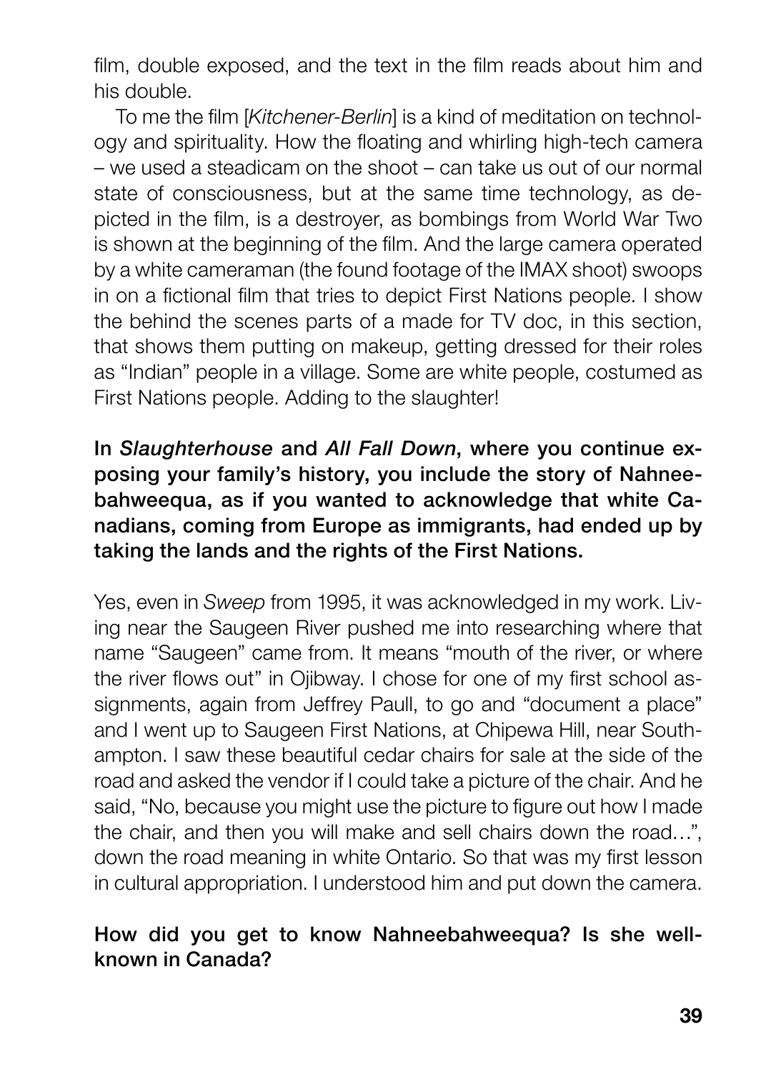film, double exposed, and the text in the film reads about him and his double.

To me the film [*Kitchener-Berlin*] is a kind of meditation on technology and spirituality. How the floating and whirling high-tech camera – we used a steadicam on the shoot – can take us out of our normal state of consciousness, but at the same time technology, as depicted in the film, is a destroyer, as bombings from World War Two is shown at the beginning of the film. And the large camera operated by a white cameraman (the found footage of the IMAX shoot) swoops in on a fictional film that tries to depict First Nations people. I show the behind the scenes parts of a made for TV doc, in this section, that shows them putting on makeup, getting dressed for their roles as "Indian" people in a village. Some are white people, costumed as First Nations people. Adding to the slaughter!

**In *Slaughterhouse* and *All Fall Down*, where you continue exposing your family's history, you include the story of Nahneebahweequa, as if you wanted to acknowledge that white Canadians, coming from Europe as immigrants, had ended up by taking the lands and the rights of the First Nations.**

Yes, even in *Sweep* from 1995, it was acknowledged in my work. Living near the Saugeen River pushed me into researching where that name "Saugeen" came from. It means "mouth of the river, or where the river flows out" in Ojibway. I chose for one of my first school assignments, again from Jeffrey Paull, to go and "document a place" and I went up to Saugeen First Nations, at Chipewa Hill, near Southampton. I saw these beautiful cedar chairs for sale at the side of the road and asked the vendor if I could take a picture of the chair. And he said, "No, because you might use the picture to figure out how I made the chair, and then you will make and sell chairs down the road…", down the road meaning in white Ontario. So that was my first lesson in cultural appropriation. I understood him and put down the camera.

**How did you get to know Nahneebahweequa? Is she well-known in Canada?**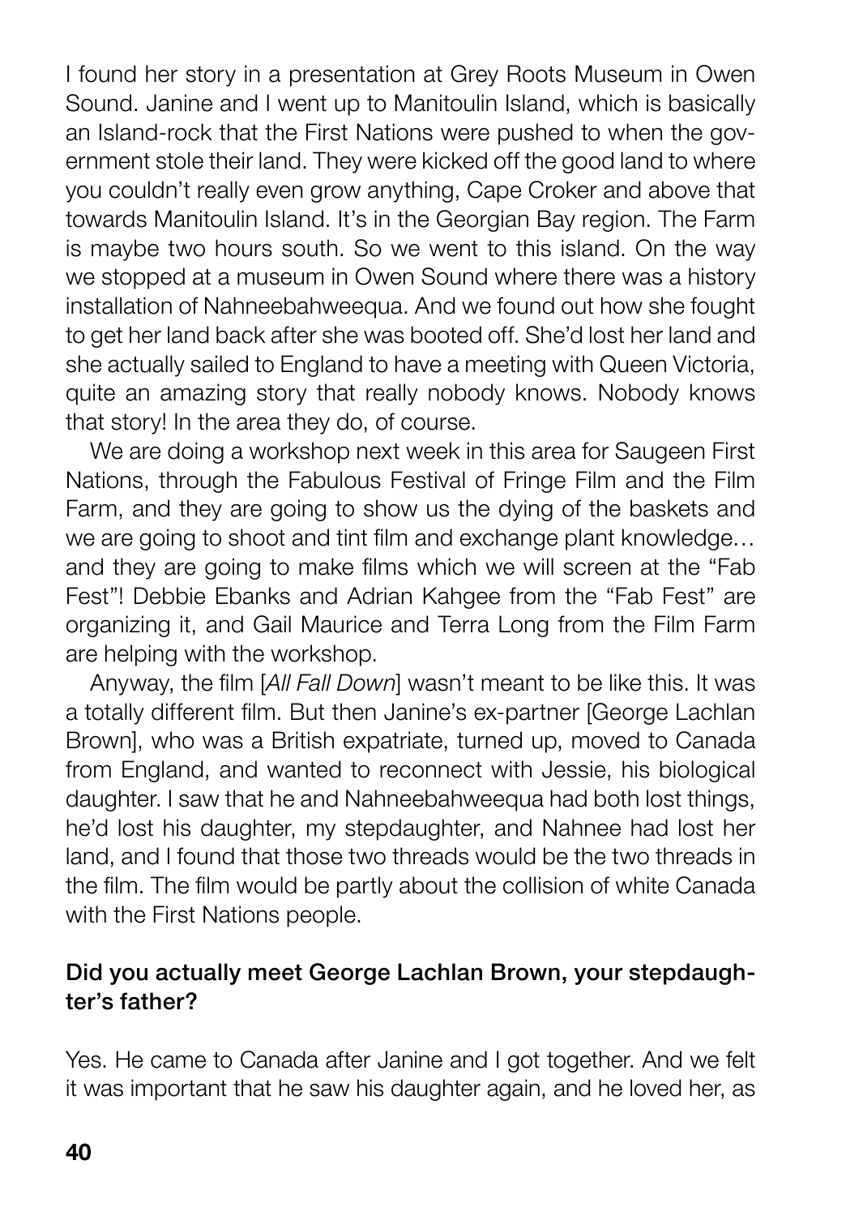I found her story in a presentation at Grey Roots Museum in Owen Sound. Janine and I went up to Manitoulin Island, which is basically an Island-rock that the First Nations were pushed to when the government stole their land. They were kicked off the good land to where you couldn't really even grow anything, Cape Croker and above that towards Manitoulin Island. It's in the Georgian Bay region. The Farm is maybe two hours south. So we went to this island. On the way we stopped at a museum in Owen Sound where there was a history installation of Nahneebahweequa. And we found out how she fought to get her land back after she was booted off. She'd lost her land and she actually sailed to England to have a meeting with Queen Victoria, quite an amazing story that really nobody knows. Nobody knows that story! In the area they do, of course.

We are doing a workshop next week in this area for Saugeen First Nations, through the Fabulous Festival of Fringe Film and the Film Farm, and they are going to show us the dying of the baskets and we are going to shoot and tint film and exchange plant knowledge… and they are going to make films which we will screen at the "Fab Fest"! Debbie Ebanks and Adrian Kahgee from the "Fab Fest" are organizing it, and Gail Maurice and Terra Long from the Film Farm are helping with the workshop.

Anyway, the film [*All Fall Down*] wasn't meant to be like this. It was a totally different film. But then Janine's ex-partner [George Lachlan Brown], who was a British expatriate, turned up, moved to Canada from England, and wanted to reconnect with Jessie, his biological daughter. I saw that he and Nahneebahweequa had both lost things, he'd lost his daughter, my stepdaughter, and Nahnee had lost her land, and I found that those two threads would be the two threads in the film. The film would be partly about the collision of white Canada with the First Nations people.

**Did you actually meet George Lachlan Brown, your stepdaughter's father?**

Yes. He came to Canada after Janine and I got together. And we felt it was important that he saw his daughter again, and he loved her, as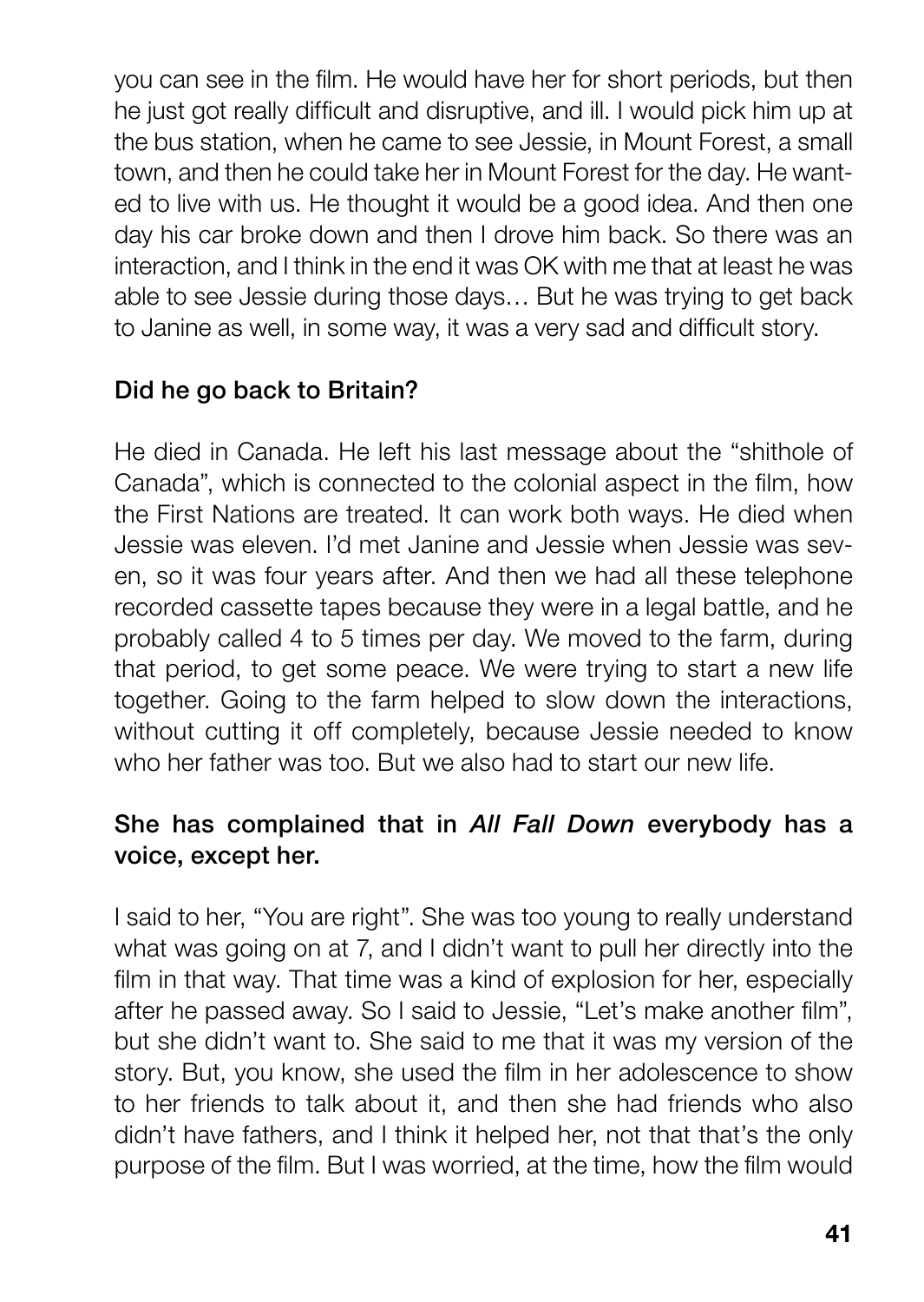you can see in the film. He would have her for short periods, but then he just got really difficult and disruptive, and ill. I would pick him up at the bus station, when he came to see Jessie, in Mount Forest, a small town, and then he could take her in Mount Forest for the day. He wanted to live with us. He thought it would be a good idea. And then one day his car broke down and then I drove him back. So there was an interaction, and I think in the end it was OK with me that at least he was able to see Jessie during those days… But he was trying to get back to Janine as well, in some way, it was a very sad and difficult story.

**Did he go back to Britain?**

He died in Canada. He left his last message about the "shithole of Canada", which is connected to the colonial aspect in the film, how the First Nations are treated. It can work both ways. He died when Jessie was eleven. I'd met Janine and Jessie when Jessie was seven, so it was four years after. And then we had all these telephone recorded cassette tapes because they were in a legal battle, and he probably called 4 to 5 times per day. We moved to the farm, during that period, to get some peace. We were trying to start a new life together. Going to the farm helped to slow down the interactions, without cutting it off completely, because Jessie needed to know who her father was too. But we also had to start our new life.

**She has complained that in *All Fall Down* everybody has a voice, except her.**

I said to her, "You are right". She was too young to really understand what was going on at 7, and I didn't want to pull her directly into the film in that way. That time was a kind of explosion for her, especially after he passed away. So I said to Jessie, "Let's make another film", but she didn't want to. She said to me that it was my version of the story. But, you know, she used the film in her adolescence to show to her friends to talk about it, and then she had friends who also didn't have fathers, and I think it helped her, not that that's the only purpose of the film. But I was worried, at the time, how the film would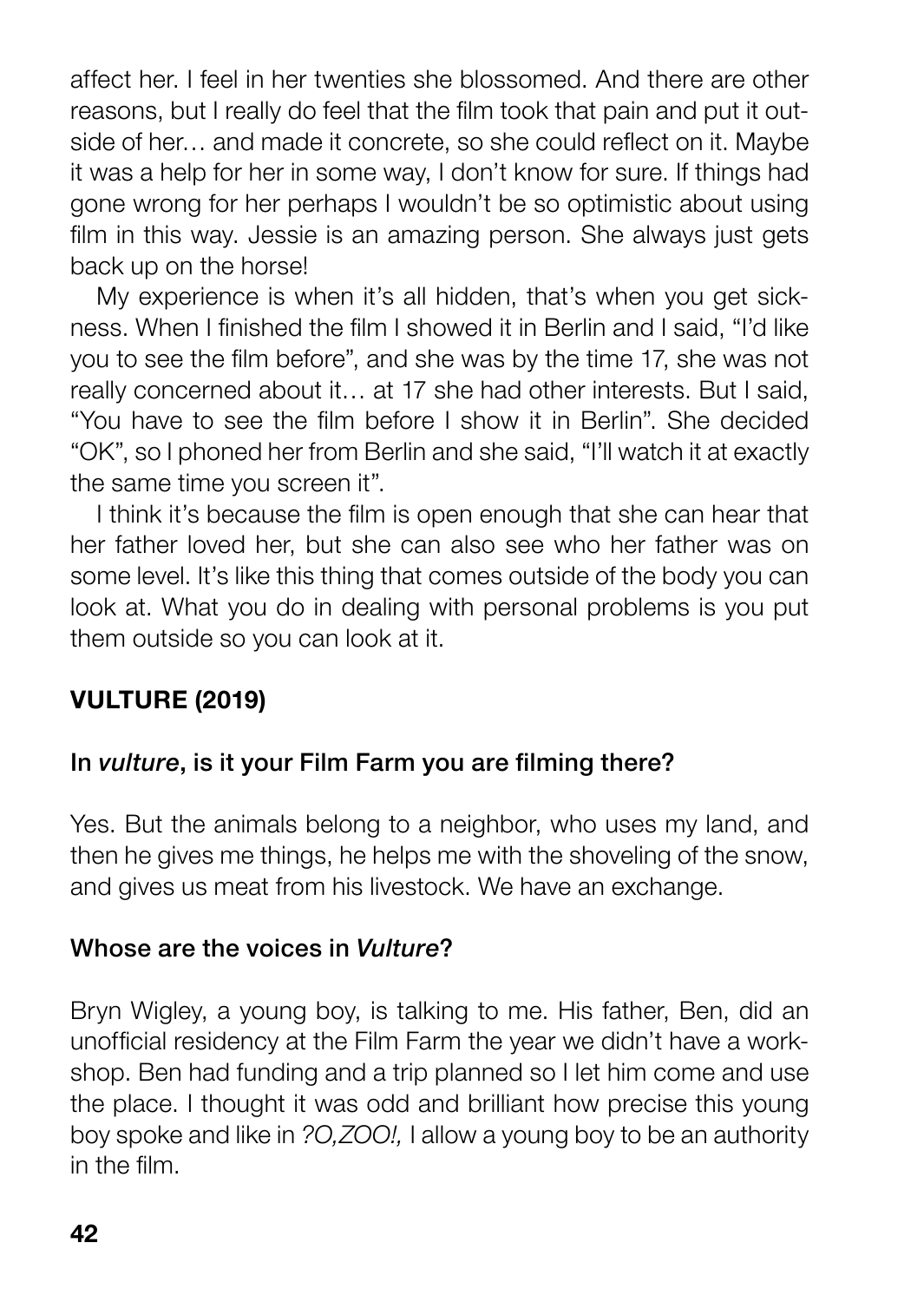affect her. I feel in her twenties she blossomed. And there are other reasons, but I really do feel that the film took that pain and put it outside of her… and made it concrete, so she could reflect on it. Maybe it was a help for her in some way, I don't know for sure. If things had gone wrong for her perhaps I wouldn't be so optimistic about using film in this way. Jessie is an amazing person. She always just gets back up on the horse!

My experience is when it's all hidden, that's when you get sickness. When I finished the film I showed it in Berlin and I said, "I'd like you to see the film before", and she was by the time 17, she was not really concerned about it… at 17 she had other interests. But I said, "You have to see the film before I show it in Berlin". She decided "OK", so I phoned her from Berlin and she said, "I'll watch it at exactly the same time you screen it".

I think it's because the film is open enough that she can hear that her father loved her, but she can also see who her father was on some level. It's like this thing that comes outside of the body you can look at. What you do in dealing with personal problems is you put them outside so you can look at it.

## VULTURE (2019)

**In *vulture*, is it your Film Farm you are filming there?**

Yes. But the animals belong to a neighbor, who uses my land, and then he gives me things, he helps me with the shoveling of the snow, and gives us meat from his livestock. We have an exchange.

**Whose are the voices in *Vulture*?**

Bryn Wigley, a young boy, is talking to me. His father, Ben, did an unofficial residency at the Film Farm the year we didn't have a workshop. Ben had funding and a trip planned so I let him come and use the place. I thought it was odd and brilliant how precise this young boy spoke and like in *?O,ZOO!,* I allow a young boy to be an authority in the film.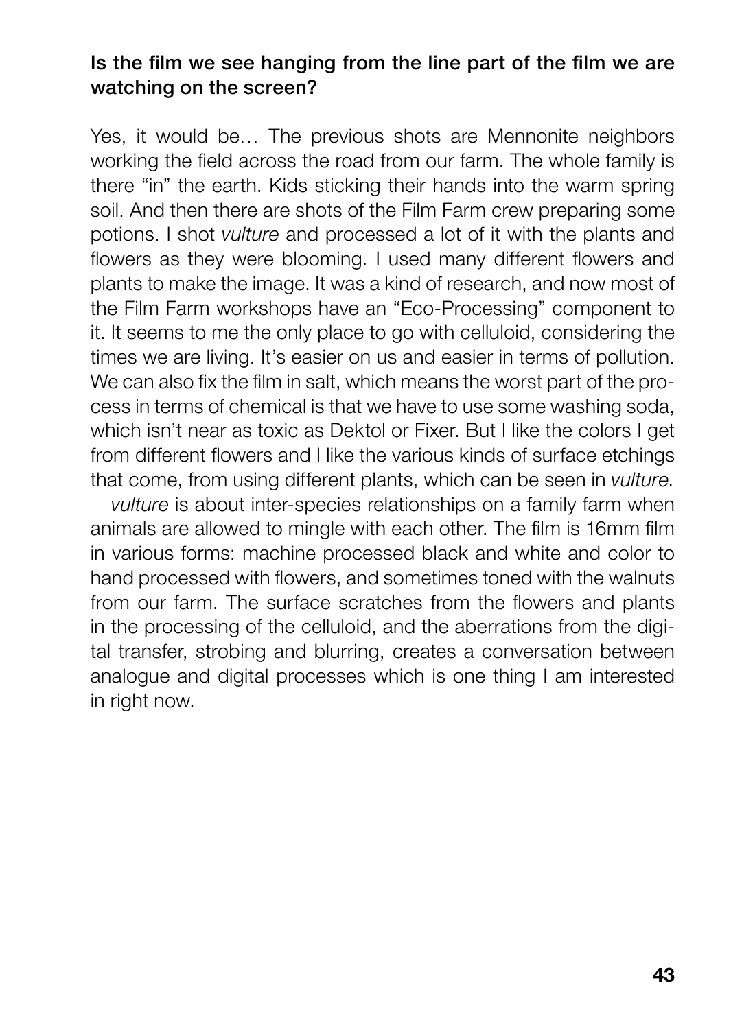**Is the film we see hanging from the line part of the film we are watching on the screen?**

Yes, it would be… The previous shots are Mennonite neighbors working the field across the road from our farm. The whole family is there "in" the earth. Kids sticking their hands into the warm spring soil. And then there are shots of the Film Farm crew preparing some potions. I shot *vulture* and processed a lot of it with the plants and flowers as they were blooming. I used many different flowers and plants to make the image. It was a kind of research, and now most of the Film Farm workshops have an "Eco-Processing" component to it. It seems to me the only place to go with celluloid, considering the times we are living. It's easier on us and easier in terms of pollution. We can also fix the film in salt, which means the worst part of the process in terms of chemical is that we have to use some washing soda, which isn't near as toxic as Dektol or Fixer. But I like the colors I get from different flowers and I like the various kinds of surface etchings that come, from using different plants, which can be seen in *vulture*.

*vulture* is about inter-species relationships on a family farm when animals are allowed to mingle with each other. The film is 16mm film in various forms: machine processed black and white and color to hand processed with flowers, and sometimes toned with the walnuts from our farm. The surface scratches from the flowers and plants in the processing of the celluloid, and the aberrations from the digital transfer, strobing and blurring, creates a conversation between analogue and digital processes which is one thing I am interested in right now.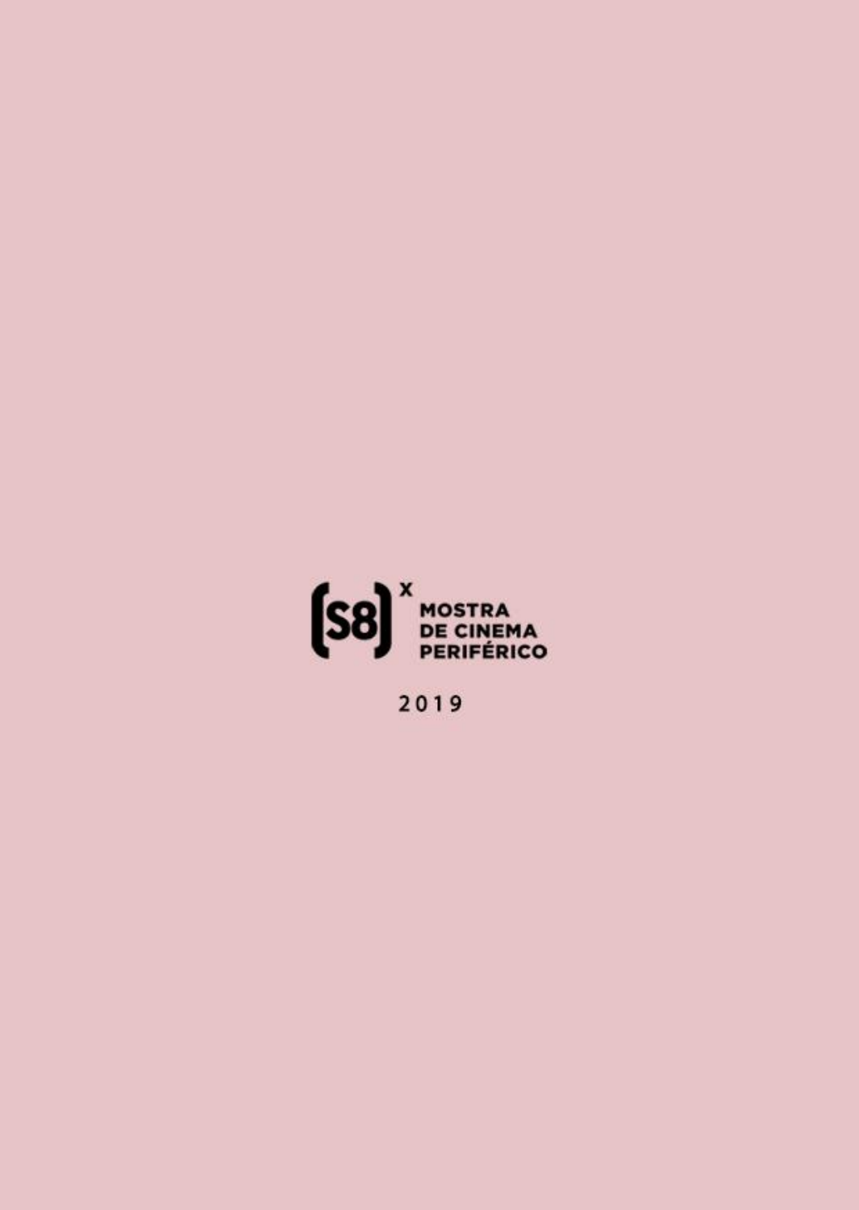(S8) X

MOSTRA
DE CINEMA
PERIFÉRICO

2019